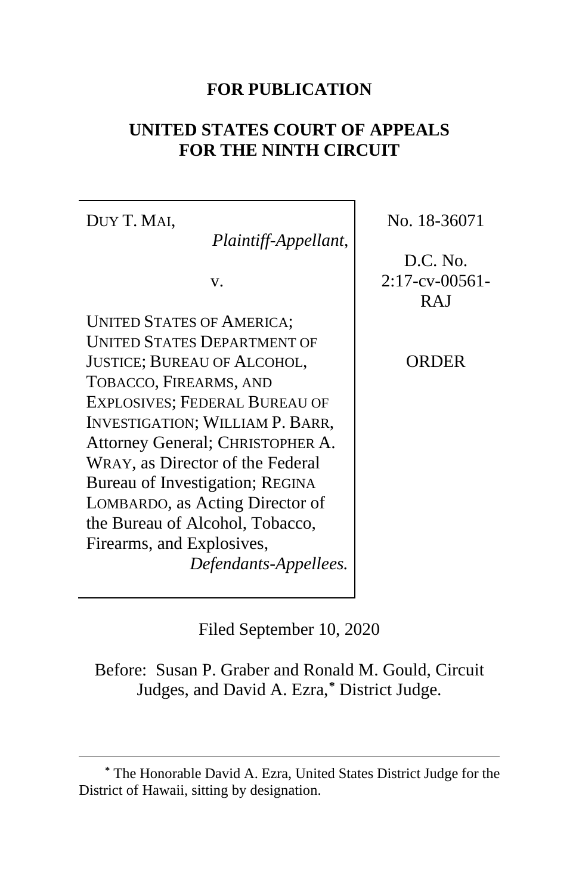**FOR PUBLICATION**

**UNITED STATES COURT OF APPEALS FOR THE NINTH CIRCUIT**

| | |
|---|---|
| DUY T. MAI, *Plaintiff-Appellant*, v. UNITED STATES OF AMERICA; UNITED STATES DEPARTMENT OF JUSTICE; BUREAU OF ALCOHOL, TOBACCO, FIREARMS, AND EXPLOSIVES; FEDERAL BUREAU OF INVESTIGATION; WILLIAM P. BARR, Attorney General; CHRISTOPHER A. WRAY, as Director of the Federal Bureau of Investigation; REGINA LOMBARDO, as Acting Director of the Bureau of Alcohol, Tobacco, Firearms, and Explosives, *Defendants-Appellees.* | No. 18-36071<br><br>D.C. No. 2:17-cv-00561-RAJ<br><br>ORDER |

Filed September 10, 2020

Before: Susan P. Graber and Ronald M. Gould, Circuit Judges, and David A. Ezra,* District Judge.

---

* The Honorable David A. Ezra, United States District Judge for the District of Hawaii, sitting by designation.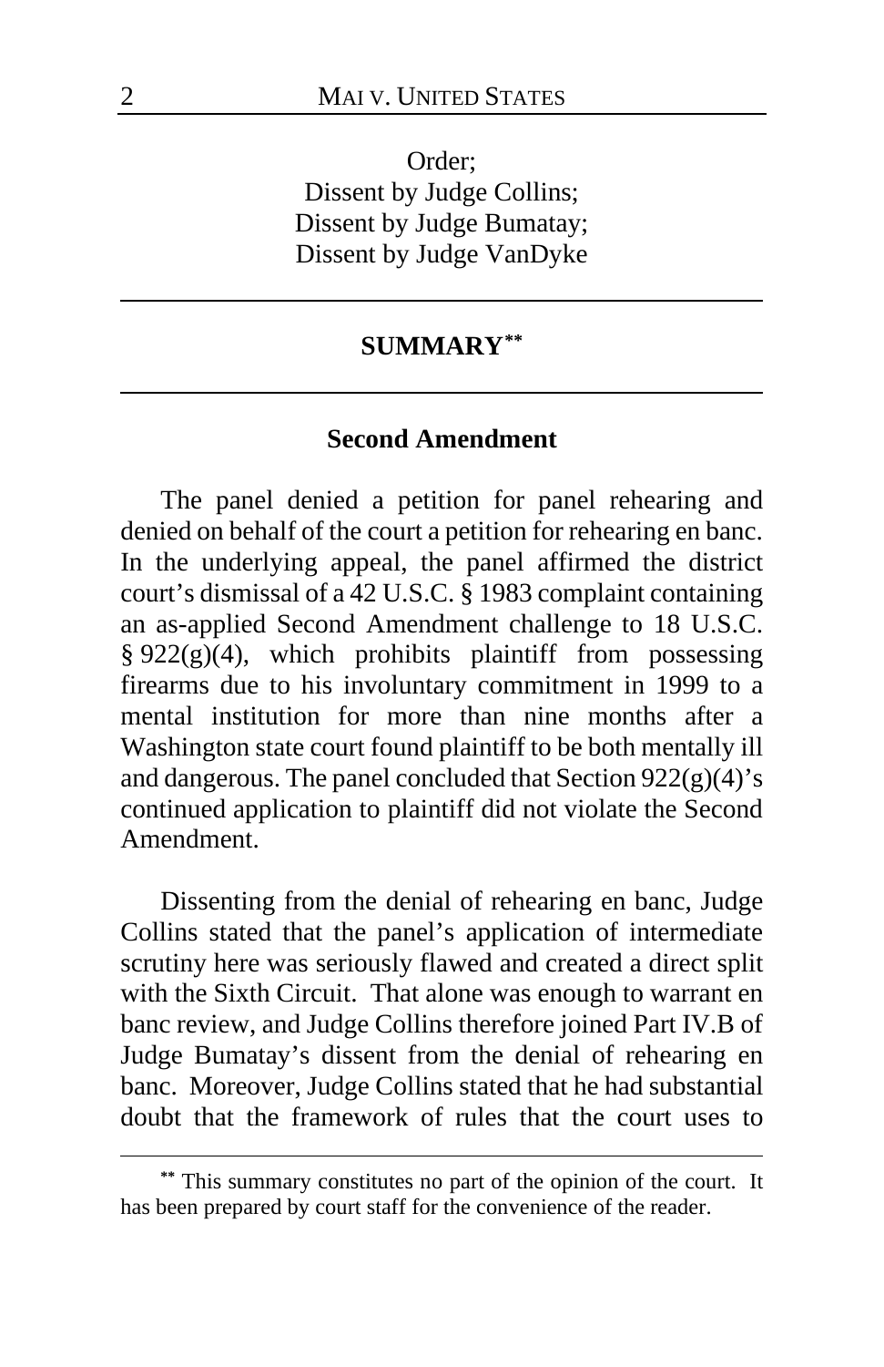Order;
Dissent by Judge Collins;
Dissent by Judge Bumatay;
Dissent by Judge VanDyke

## SUMMARY[**]

### Second Amendment

The panel denied a petition for panel rehearing and denied on behalf of the court a petition for rehearing en banc. In the underlying appeal, the panel affirmed the district court's dismissal of a 42 U.S.C. § 1983 complaint containing an as-applied Second Amendment challenge to 18 U.S.C. § 922(g)(4), which prohibits plaintiff from possessing firearms due to his involuntary commitment in 1999 to a mental institution for more than nine months after a Washington state court found plaintiff to be both mentally ill and dangerous. The panel concluded that Section 922(g)(4)'s continued application to plaintiff did not violate the Second Amendment.

Dissenting from the denial of rehearing en banc, Judge Collins stated that the panel's application of intermediate scrutiny here was seriously flawed and created a direct split with the Sixth Circuit. That alone was enough to warrant en banc review, and Judge Collins therefore joined Part IV.B of Judge Bumatay's dissent from the denial of rehearing en banc. Moreover, Judge Collins stated that he had substantial doubt that the framework of rules that the court uses to

[**] This summary constitutes no part of the opinion of the court. It has been prepared by court staff for the convenience of the reader.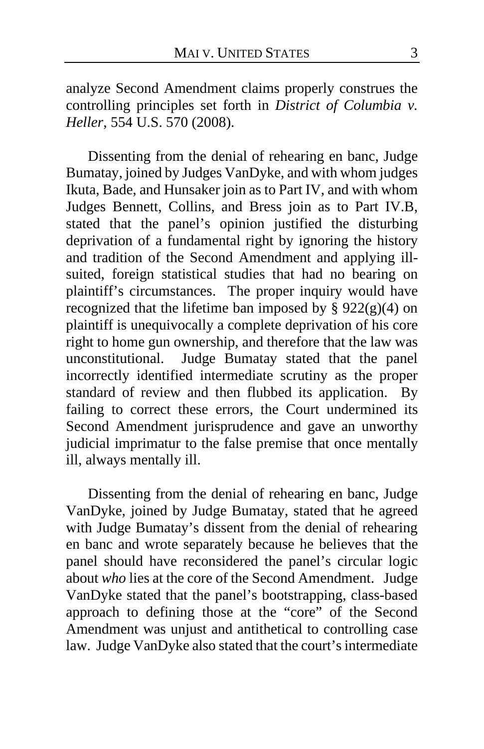analyze Second Amendment claims properly construes the controlling principles set forth in *District of Columbia v. Heller*, 554 U.S. 570 (2008).

Dissenting from the denial of rehearing en banc, Judge Bumatay, joined by Judges VanDyke, and with whom judges Ikuta, Bade, and Hunsaker join as to Part IV, and with whom Judges Bennett, Collins, and Bress join as to Part IV.B, stated that the panel's opinion justified the disturbing deprivation of a fundamental right by ignoring the history and tradition of the Second Amendment and applying ill-suited, foreign statistical studies that had no bearing on plaintiff's circumstances. The proper inquiry would have recognized that the lifetime ban imposed by § 922(g)(4) on plaintiff is unequivocally a complete deprivation of his core right to home gun ownership, and therefore that the law was unconstitutional. Judge Bumatay stated that the panel incorrectly identified intermediate scrutiny as the proper standard of review and then flubbed its application. By failing to correct these errors, the Court undermined its Second Amendment jurisprudence and gave an unworthy judicial imprimatur to the false premise that once mentally ill, always mentally ill.

Dissenting from the denial of rehearing en banc, Judge VanDyke, joined by Judge Bumatay, stated that he agreed with Judge Bumatay's dissent from the denial of rehearing en banc and wrote separately because he believes that the panel should have reconsidered the panel's circular logic about *who* lies at the core of the Second Amendment. Judge VanDyke stated that the panel's bootstrapping, class-based approach to defining those at the "core" of the Second Amendment was unjust and antithetical to controlling case law. Judge VanDyke also stated that the court's intermediate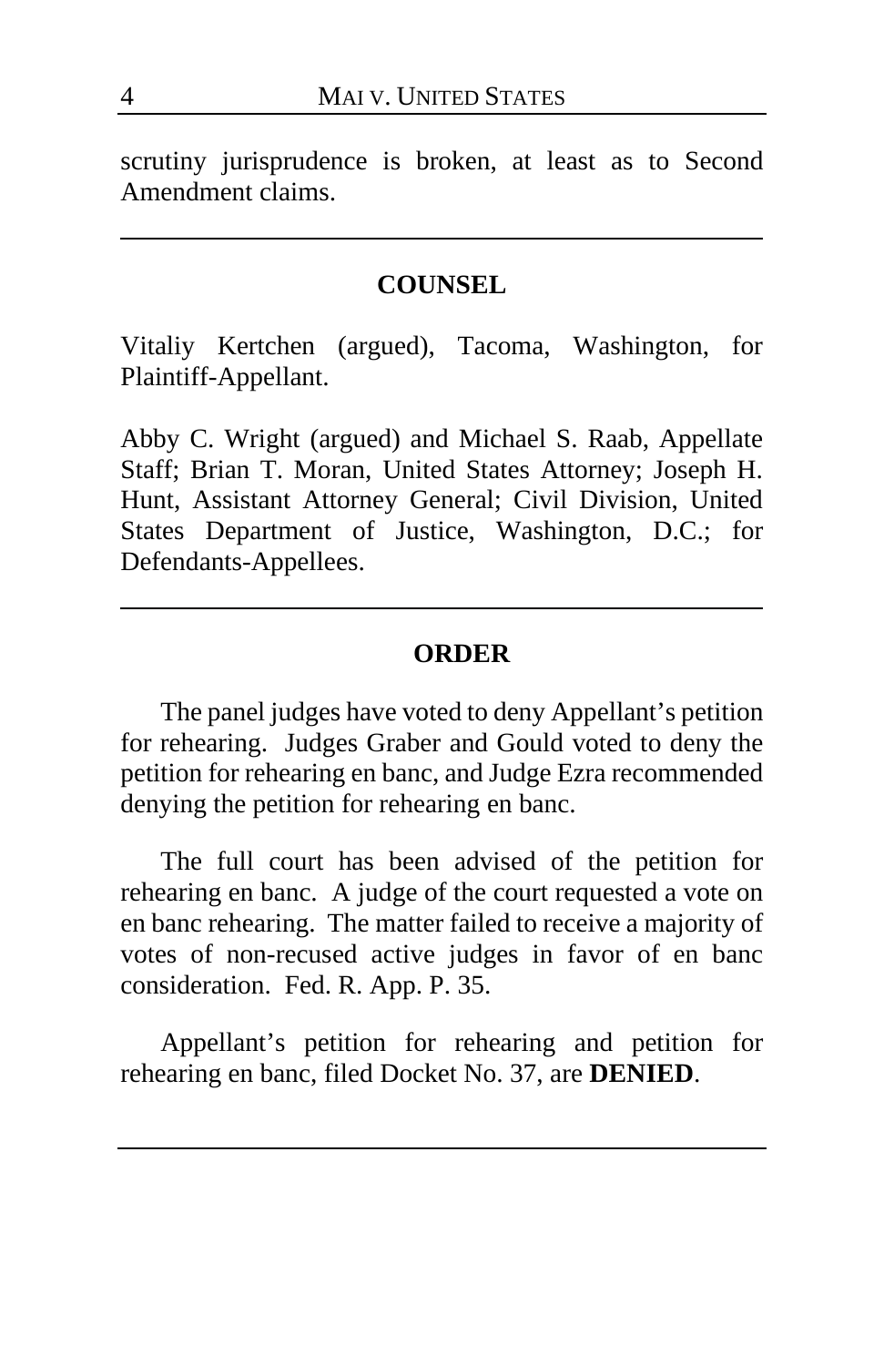scrutiny jurisprudence is broken, at least as to Second Amendment claims.

---

## COUNSEL

Vitaliy Kertchen (argued), Tacoma, Washington, for Plaintiff-Appellant.

Abby C. Wright (argued) and Michael S. Raab, Appellate Staff; Brian T. Moran, United States Attorney; Joseph H. Hunt, Assistant Attorney General; Civil Division, United States Department of Justice, Washington, D.C.; for Defendants-Appellees.

---

## ORDER

The panel judges have voted to deny Appellant's petition for rehearing. Judges Graber and Gould voted to deny the petition for rehearing en banc, and Judge Ezra recommended denying the petition for rehearing en banc.

The full court has been advised of the petition for rehearing en banc. A judge of the court requested a vote on en banc rehearing. The matter failed to receive a majority of votes of non-recused active judges in favor of en banc consideration. Fed. R. App. P. 35.

Appellant's petition for rehearing and petition for rehearing en banc, filed Docket No. 37, are **DENIED**.

---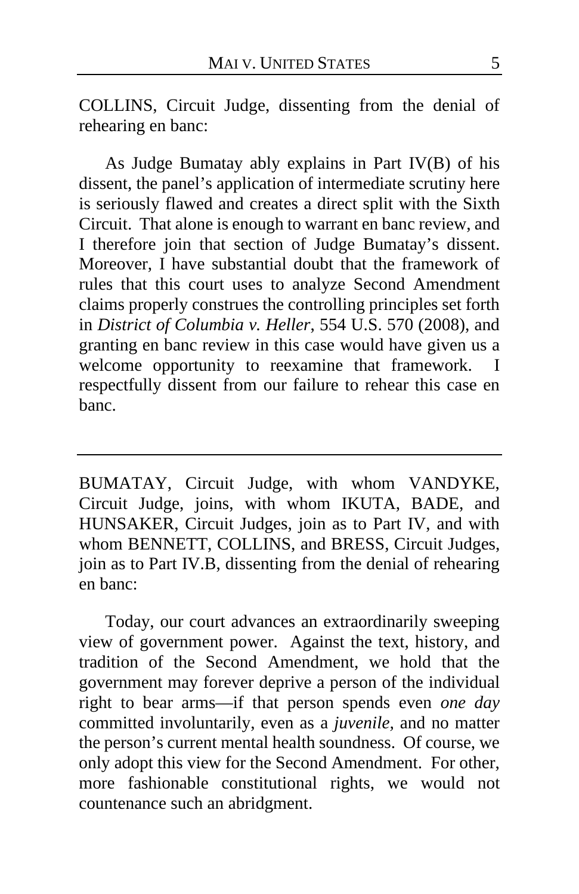COLLINS, Circuit Judge, dissenting from the denial of rehearing en banc:

As Judge Bumatay ably explains in Part IV(B) of his dissent, the panel's application of intermediate scrutiny here is seriously flawed and creates a direct split with the Sixth Circuit. That alone is enough to warrant en banc review, and I therefore join that section of Judge Bumatay's dissent. Moreover, I have substantial doubt that the framework of rules that this court uses to analyze Second Amendment claims properly construes the controlling principles set forth in *District of Columbia v. Heller*, 554 U.S. 570 (2008), and granting en banc review in this case would have given us a welcome opportunity to reexamine that framework. I respectfully dissent from our failure to rehear this case en banc.

---

BUMATAY, Circuit Judge, with whom VANDYKE, Circuit Judge, joins, with whom IKUTA, BADE, and HUNSAKER, Circuit Judges, join as to Part IV, and with whom BENNETT, COLLINS, and BRESS, Circuit Judges, join as to Part IV.B, dissenting from the denial of rehearing en banc:

Today, our court advances an extraordinarily sweeping view of government power. Against the text, history, and tradition of the Second Amendment, we hold that the government may forever deprive a person of the individual right to bear arms—if that person spends even *one day* committed involuntarily, even as a *juvenile*, and no matter the person's current mental health soundness. Of course, we only adopt this view for the Second Amendment. For other, more fashionable constitutional rights, we would not countenance such an abridgment.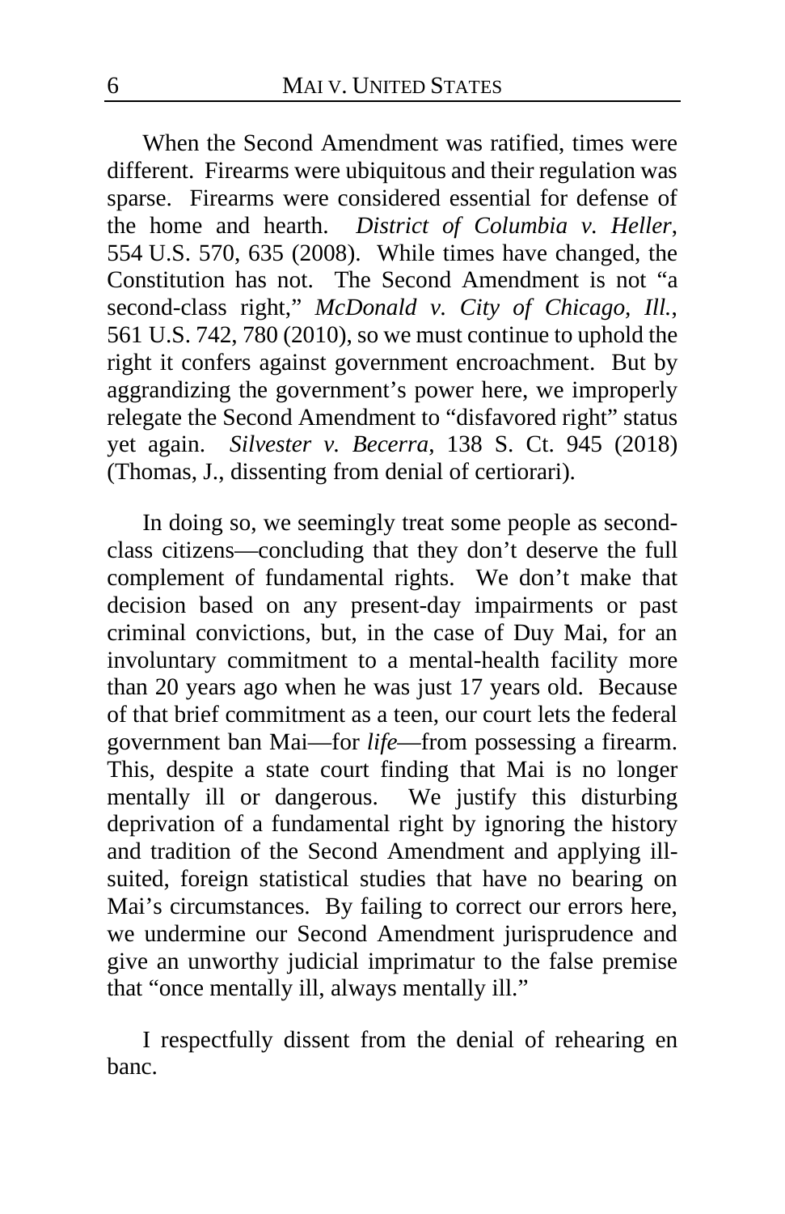When the Second Amendment was ratified, times were different. Firearms were ubiquitous and their regulation was sparse. Firearms were considered essential for defense of the home and hearth. *District of Columbia v. Heller*, 554 U.S. 570, 635 (2008). While times have changed, the Constitution has not. The Second Amendment is not "a second-class right," *McDonald v. City of Chicago, Ill.*, 561 U.S. 742, 780 (2010), so we must continue to uphold the right it confers against government encroachment. But by aggrandizing the government's power here, we improperly relegate the Second Amendment to "disfavored right" status yet again. *Silvester v. Becerra*, 138 S. Ct. 945 (2018) (Thomas, J., dissenting from denial of certiorari).

In doing so, we seemingly treat some people as second-class citizens—concluding that they don't deserve the full complement of fundamental rights. We don't make that decision based on any present-day impairments or past criminal convictions, but, in the case of Duy Mai, for an involuntary commitment to a mental-health facility more than 20 years ago when he was just 17 years old. Because of that brief commitment as a teen, our court lets the federal government ban Mai—for *life*—from possessing a firearm. This, despite a state court finding that Mai is no longer mentally ill or dangerous. We justify this disturbing deprivation of a fundamental right by ignoring the history and tradition of the Second Amendment and applying ill-suited, foreign statistical studies that have no bearing on Mai's circumstances. By failing to correct our errors here, we undermine our Second Amendment jurisprudence and give an unworthy judicial imprimatur to the false premise that "once mentally ill, always mentally ill."

I respectfully dissent from the denial of rehearing en banc.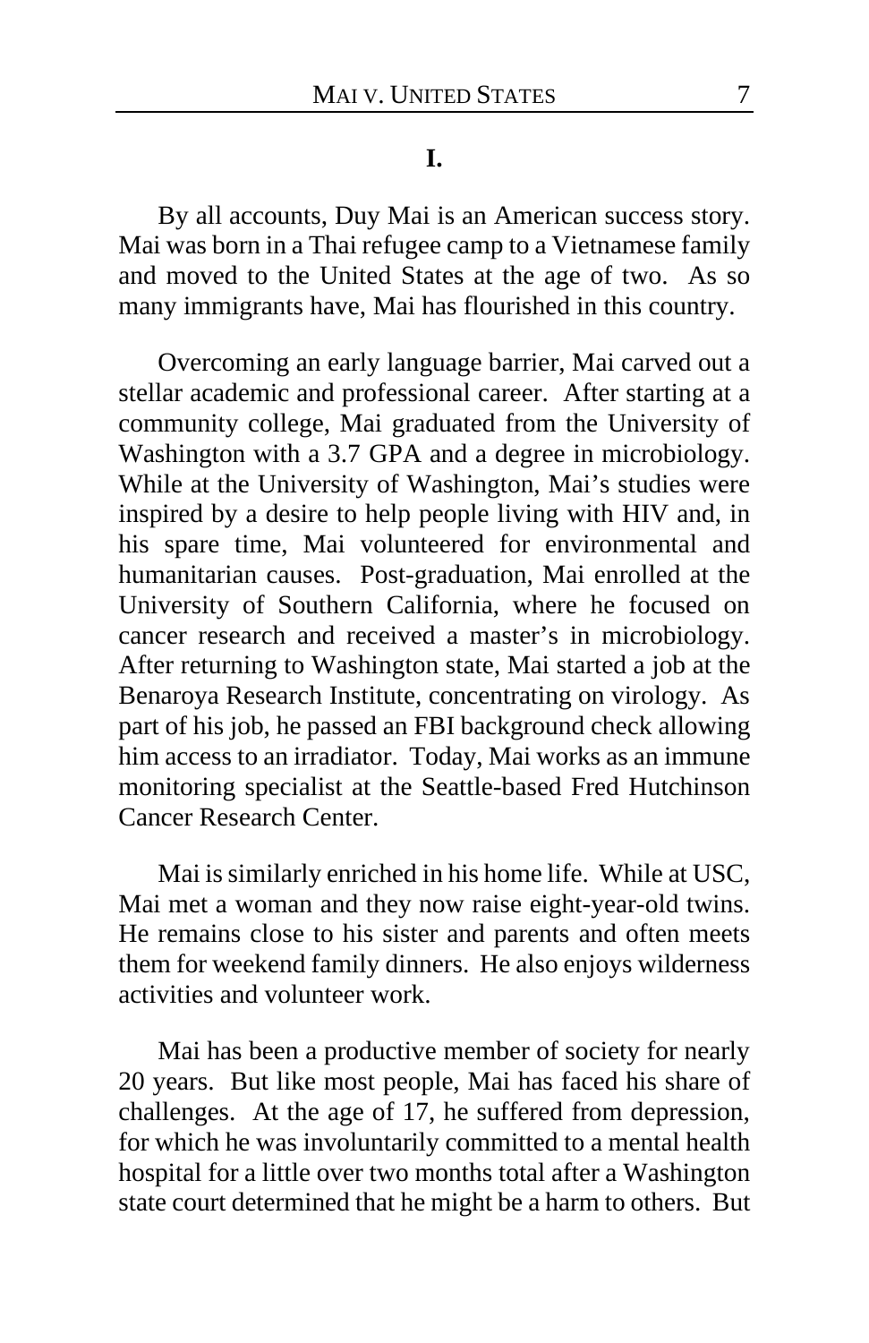## I.

By all accounts, Duy Mai is an American success story. Mai was born in a Thai refugee camp to a Vietnamese family and moved to the United States at the age of two. As so many immigrants have, Mai has flourished in this country.

Overcoming an early language barrier, Mai carved out a stellar academic and professional career. After starting at a community college, Mai graduated from the University of Washington with a 3.7 GPA and a degree in microbiology. While at the University of Washington, Mai's studies were inspired by a desire to help people living with HIV and, in his spare time, Mai volunteered for environmental and humanitarian causes. Post-graduation, Mai enrolled at the University of Southern California, where he focused on cancer research and received a master's in microbiology. After returning to Washington state, Mai started a job at the Benaroya Research Institute, concentrating on virology. As part of his job, he passed an FBI background check allowing him access to an irradiator. Today, Mai works as an immune monitoring specialist at the Seattle-based Fred Hutchinson Cancer Research Center.

Mai is similarly enriched in his home life. While at USC, Mai met a woman and they now raise eight-year-old twins. He remains close to his sister and parents and often meets them for weekend family dinners. He also enjoys wilderness activities and volunteer work.

Mai has been a productive member of society for nearly 20 years. But like most people, Mai has faced his share of challenges. At the age of 17, he suffered from depression, for which he was involuntarily committed to a mental health hospital for a little over two months total after a Washington state court determined that he might be a harm to others. But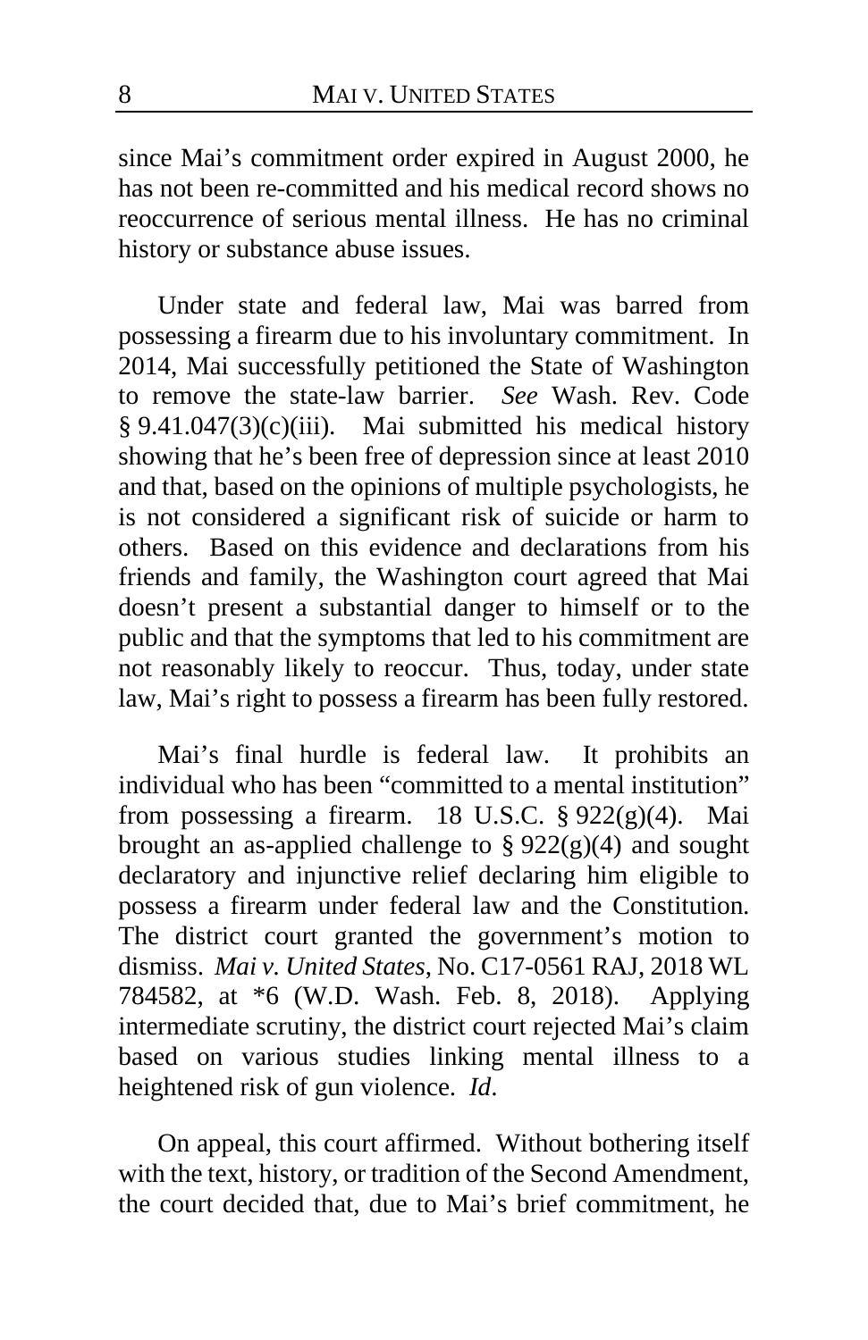since Mai's commitment order expired in August 2000, he has not been re-committed and his medical record shows no reoccurrence of serious mental illness. He has no criminal history or substance abuse issues.

Under state and federal law, Mai was barred from possessing a firearm due to his involuntary commitment. In 2014, Mai successfully petitioned the State of Washington to remove the state-law barrier. *See* Wash. Rev. Code § 9.41.047(3)(c)(iii). Mai submitted his medical history showing that he's been free of depression since at least 2010 and that, based on the opinions of multiple psychologists, he is not considered a significant risk of suicide or harm to others. Based on this evidence and declarations from his friends and family, the Washington court agreed that Mai doesn't present a substantial danger to himself or to the public and that the symptoms that led to his commitment are not reasonably likely to reoccur. Thus, today, under state law, Mai's right to possess a firearm has been fully restored.

Mai's final hurdle is federal law. It prohibits an individual who has been "committed to a mental institution" from possessing a firearm. 18 U.S.C. § 922(g)(4). Mai brought an as-applied challenge to § 922(g)(4) and sought declaratory and injunctive relief declaring him eligible to possess a firearm under federal law and the Constitution. The district court granted the government's motion to dismiss. *Mai v. United States*, No. C17-0561 RAJ, 2018 WL 784582, at *6 (W.D. Wash. Feb. 8, 2018). Applying intermediate scrutiny, the district court rejected Mai's claim based on various studies linking mental illness to a heightened risk of gun violence. *Id*.

On appeal, this court affirmed. Without bothering itself with the text, history, or tradition of the Second Amendment, the court decided that, due to Mai's brief commitment, he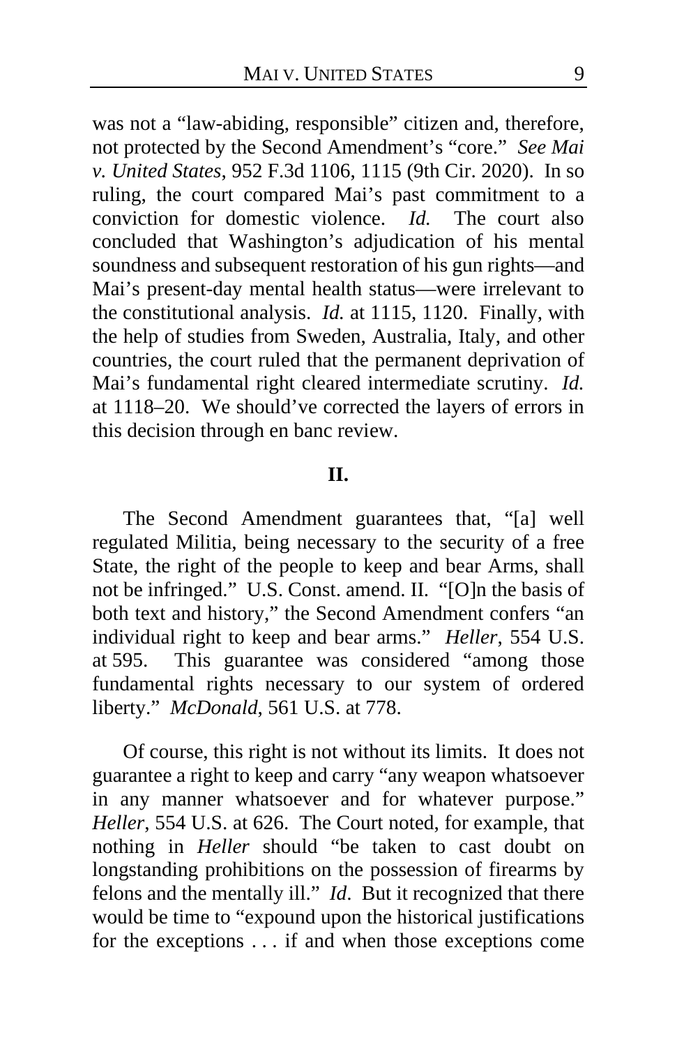was not a "law-abiding, responsible" citizen and, therefore, not protected by the Second Amendment's "core." *See Mai v. United States*, 952 F.3d 1106, 1115 (9th Cir. 2020). In so ruling, the court compared Mai's past commitment to a conviction for domestic violence. *Id.* The court also concluded that Washington's adjudication of his mental soundness and subsequent restoration of his gun rights—and Mai's present-day mental health status—were irrelevant to the constitutional analysis. *Id.* at 1115, 1120. Finally, with the help of studies from Sweden, Australia, Italy, and other countries, the court ruled that the permanent deprivation of Mai's fundamental right cleared intermediate scrutiny. *Id.* at 1118–20. We should've corrected the layers of errors in this decision through en banc review.

## II.

The Second Amendment guarantees that, "[a] well regulated Militia, being necessary to the security of a free State, the right of the people to keep and bear Arms, shall not be infringed." U.S. Const. amend. II. "[O]n the basis of both text and history," the Second Amendment confers "an individual right to keep and bear arms." *Heller*, 554 U.S. at 595. This guarantee was considered "among those fundamental rights necessary to our system of ordered liberty." *McDonald*, 561 U.S. at 778.

Of course, this right is not without its limits. It does not guarantee a right to keep and carry "any weapon whatsoever in any manner whatsoever and for whatever purpose." *Heller*, 554 U.S. at 626. The Court noted, for example, that nothing in *Heller* should "be taken to cast doubt on longstanding prohibitions on the possession of firearms by felons and the mentally ill." *Id*. But it recognized that there would be time to "expound upon the historical justifications for the exceptions . . . if and when those exceptions come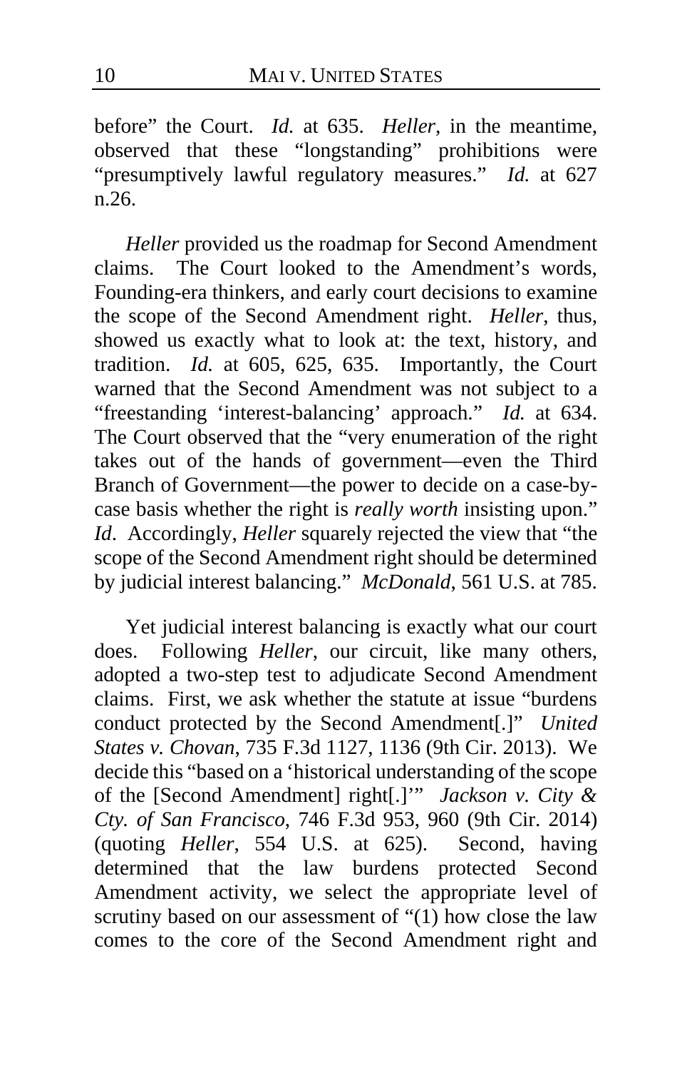before" the Court. *Id.* at 635. *Heller*, in the meantime, observed that these "longstanding" prohibitions were "presumptively lawful regulatory measures." *Id.* at 627 n.26.

*Heller* provided us the roadmap for Second Amendment claims. The Court looked to the Amendment's words, Founding-era thinkers, and early court decisions to examine the scope of the Second Amendment right. *Heller*, thus, showed us exactly what to look at: the text, history, and tradition. *Id.* at 605, 625, 635. Importantly, the Court warned that the Second Amendment was not subject to a "freestanding 'interest-balancing' approach." *Id.* at 634. The Court observed that the "very enumeration of the right takes out of the hands of government—even the Third Branch of Government—the power to decide on a case-by-case basis whether the right is *really worth* insisting upon." *Id*. Accordingly, *Heller* squarely rejected the view that "the scope of the Second Amendment right should be determined by judicial interest balancing." *McDonald*, 561 U.S. at 785.

Yet judicial interest balancing is exactly what our court does. Following *Heller*, our circuit, like many others, adopted a two-step test to adjudicate Second Amendment claims. First, we ask whether the statute at issue "burdens conduct protected by the Second Amendment[.]" *United States v. Chovan*, 735 F.3d 1127, 1136 (9th Cir. 2013). We decide this "based on a 'historical understanding of the scope of the [Second Amendment] right[.]'" *Jackson v. City & Cty. of San Francisco*, 746 F.3d 953, 960 (9th Cir. 2014) (quoting *Heller*, 554 U.S. at 625). Second, having determined that the law burdens protected Second Amendment activity, we select the appropriate level of scrutiny based on our assessment of "(1) how close the law comes to the core of the Second Amendment right and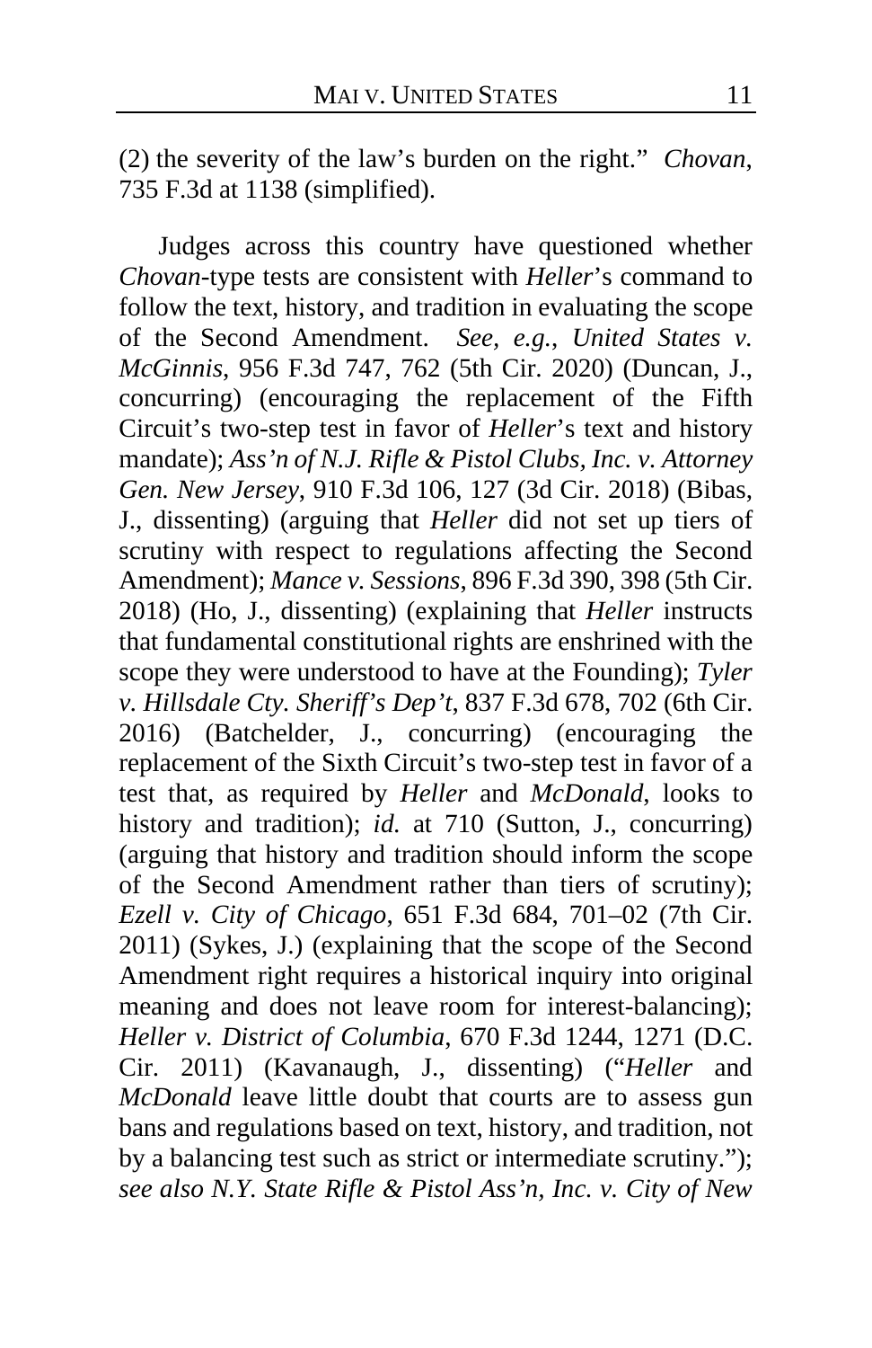(2) the severity of the law's burden on the right." *Chovan*, 735 F.3d at 1138 (simplified).

Judges across this country have questioned whether *Chovan*-type tests are consistent with *Heller*'s command to follow the text, history, and tradition in evaluating the scope of the Second Amendment. *See, e.g.*, *United States v. McGinnis*, 956 F.3d 747, 762 (5th Cir. 2020) (Duncan, J., concurring) (encouraging the replacement of the Fifth Circuit's two-step test in favor of *Heller*'s text and history mandate); *Ass'n of N.J. Rifle & Pistol Clubs, Inc. v. Attorney Gen. New Jersey*, 910 F.3d 106, 127 (3d Cir. 2018) (Bibas, J., dissenting) (arguing that *Heller* did not set up tiers of scrutiny with respect to regulations affecting the Second Amendment); *Mance v. Sessions*, 896 F.3d 390, 398 (5th Cir. 2018) (Ho, J., dissenting) (explaining that *Heller* instructs that fundamental constitutional rights are enshrined with the scope they were understood to have at the Founding); *Tyler v. Hillsdale Cty. Sheriff's Dep't*, 837 F.3d 678, 702 (6th Cir. 2016) (Batchelder, J., concurring) (encouraging the replacement of the Sixth Circuit's two-step test in favor of a test that, as required by *Heller* and *McDonald*, looks to history and tradition); *id.* at 710 (Sutton, J., concurring) (arguing that history and tradition should inform the scope of the Second Amendment rather than tiers of scrutiny); *Ezell v. City of Chicago*, 651 F.3d 684, 701–02 (7th Cir. 2011) (Sykes, J.) (explaining that the scope of the Second Amendment right requires a historical inquiry into original meaning and does not leave room for interest-balancing); *Heller v. District of Columbia*, 670 F.3d 1244, 1271 (D.C. Cir. 2011) (Kavanaugh, J., dissenting) ("*Heller* and *McDonald* leave little doubt that courts are to assess gun bans and regulations based on text, history, and tradition, not by a balancing test such as strict or intermediate scrutiny."); *see also N.Y. State Rifle & Pistol Ass'n, Inc. v. City of New*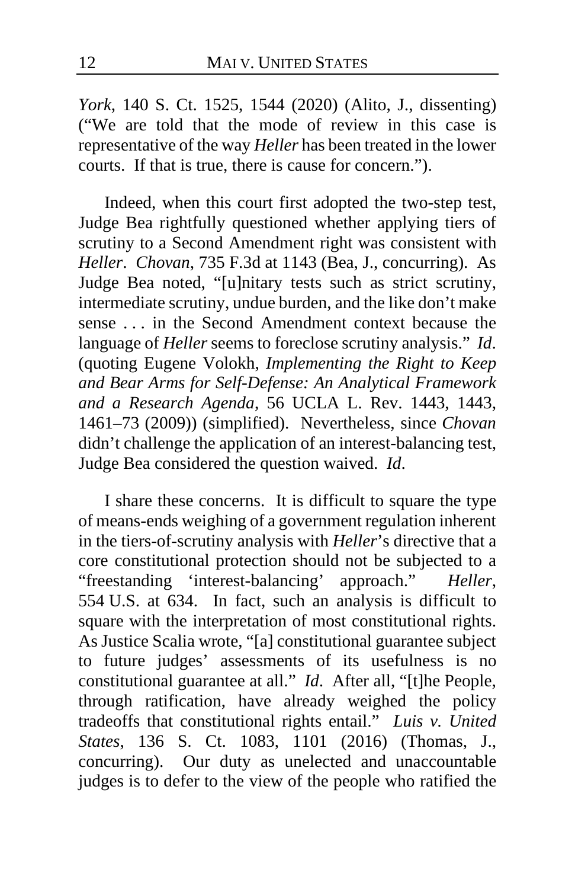*York*, 140 S. Ct. 1525, 1544 (2020) (Alito, J., dissenting) ("We are told that the mode of review in this case is representative of the way *Heller* has been treated in the lower courts. If that is true, there is cause for concern.").

Indeed, when this court first adopted the two-step test, Judge Bea rightfully questioned whether applying tiers of scrutiny to a Second Amendment right was consistent with *Heller*. *Chovan*, 735 F.3d at 1143 (Bea, J., concurring). As Judge Bea noted, "[u]nitary tests such as strict scrutiny, intermediate scrutiny, undue burden, and the like don't make sense . . . in the Second Amendment context because the language of *Heller* seems to foreclose scrutiny analysis." *Id*. (quoting Eugene Volokh, *Implementing the Right to Keep and Bear Arms for Self-Defense: An Analytical Framework and a Research Agenda*, 56 UCLA L. Rev. 1443, 1443, 1461–73 (2009)) (simplified). Nevertheless, since *Chovan* didn't challenge the application of an interest-balancing test, Judge Bea considered the question waived. *Id*.

I share these concerns. It is difficult to square the type of means-ends weighing of a government regulation inherent in the tiers-of-scrutiny analysis with *Heller*'s directive that a core constitutional protection should not be subjected to a "freestanding 'interest-balancing' approach." *Heller*, 554 U.S. at 634. In fact, such an analysis is difficult to square with the interpretation of most constitutional rights. As Justice Scalia wrote, "[a] constitutional guarantee subject to future judges' assessments of its usefulness is no constitutional guarantee at all." *Id*. After all, "[t]he People, through ratification, have already weighed the policy tradeoffs that constitutional rights entail." *Luis v. United States*, 136 S. Ct. 1083, 1101 (2016) (Thomas, J., concurring). Our duty as unelected and unaccountable judges is to defer to the view of the people who ratified the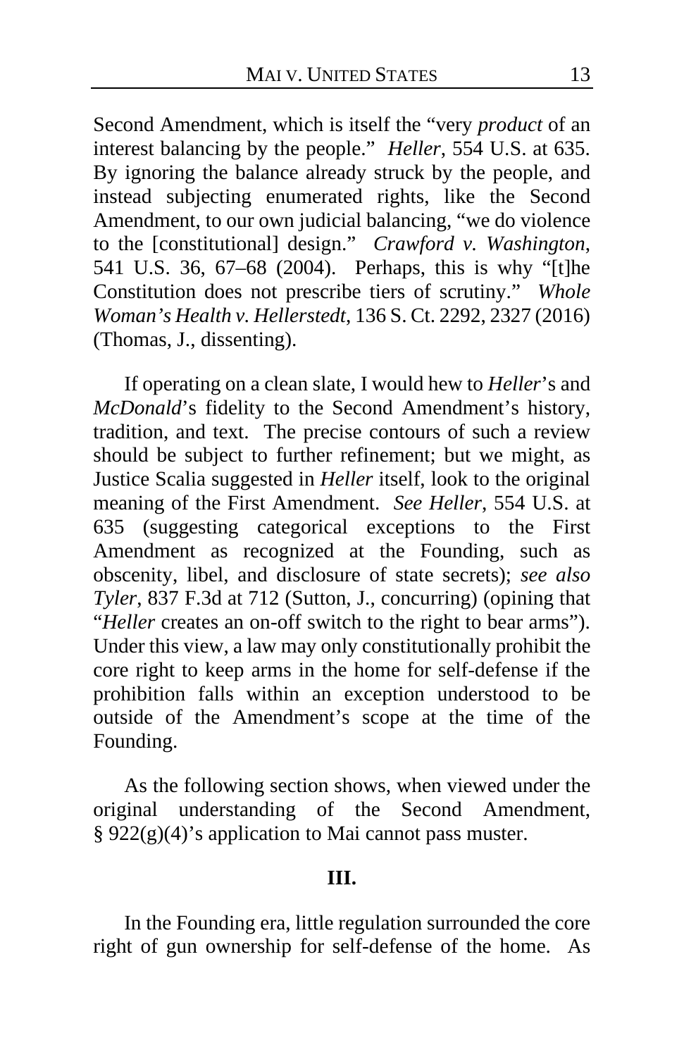Second Amendment, which is itself the "very *product* of an interest balancing by the people." *Heller*, 554 U.S. at 635. By ignoring the balance already struck by the people, and instead subjecting enumerated rights, like the Second Amendment, to our own judicial balancing, "we do violence to the [constitutional] design." *Crawford v. Washington*, 541 U.S. 36, 67–68 (2004). Perhaps, this is why "[t]he Constitution does not prescribe tiers of scrutiny." *Whole Woman's Health v. Hellerstedt*, 136 S. Ct. 2292, 2327 (2016) (Thomas, J., dissenting).

If operating on a clean slate, I would hew to *Heller*'s and *McDonald*'s fidelity to the Second Amendment's history, tradition, and text. The precise contours of such a review should be subject to further refinement; but we might, as Justice Scalia suggested in *Heller* itself, look to the original meaning of the First Amendment. *See Heller*, 554 U.S. at 635 (suggesting categorical exceptions to the First Amendment as recognized at the Founding, such as obscenity, libel, and disclosure of state secrets); *see also Tyler*, 837 F.3d at 712 (Sutton, J., concurring) (opining that "*Heller* creates an on-off switch to the right to bear arms"). Under this view, a law may only constitutionally prohibit the core right to keep arms in the home for self-defense if the prohibition falls within an exception understood to be outside of the Amendment's scope at the time of the Founding.

As the following section shows, when viewed under the original understanding of the Second Amendment, § 922(g)(4)'s application to Mai cannot pass muster.

## III.

In the Founding era, little regulation surrounded the core right of gun ownership for self-defense of the home. As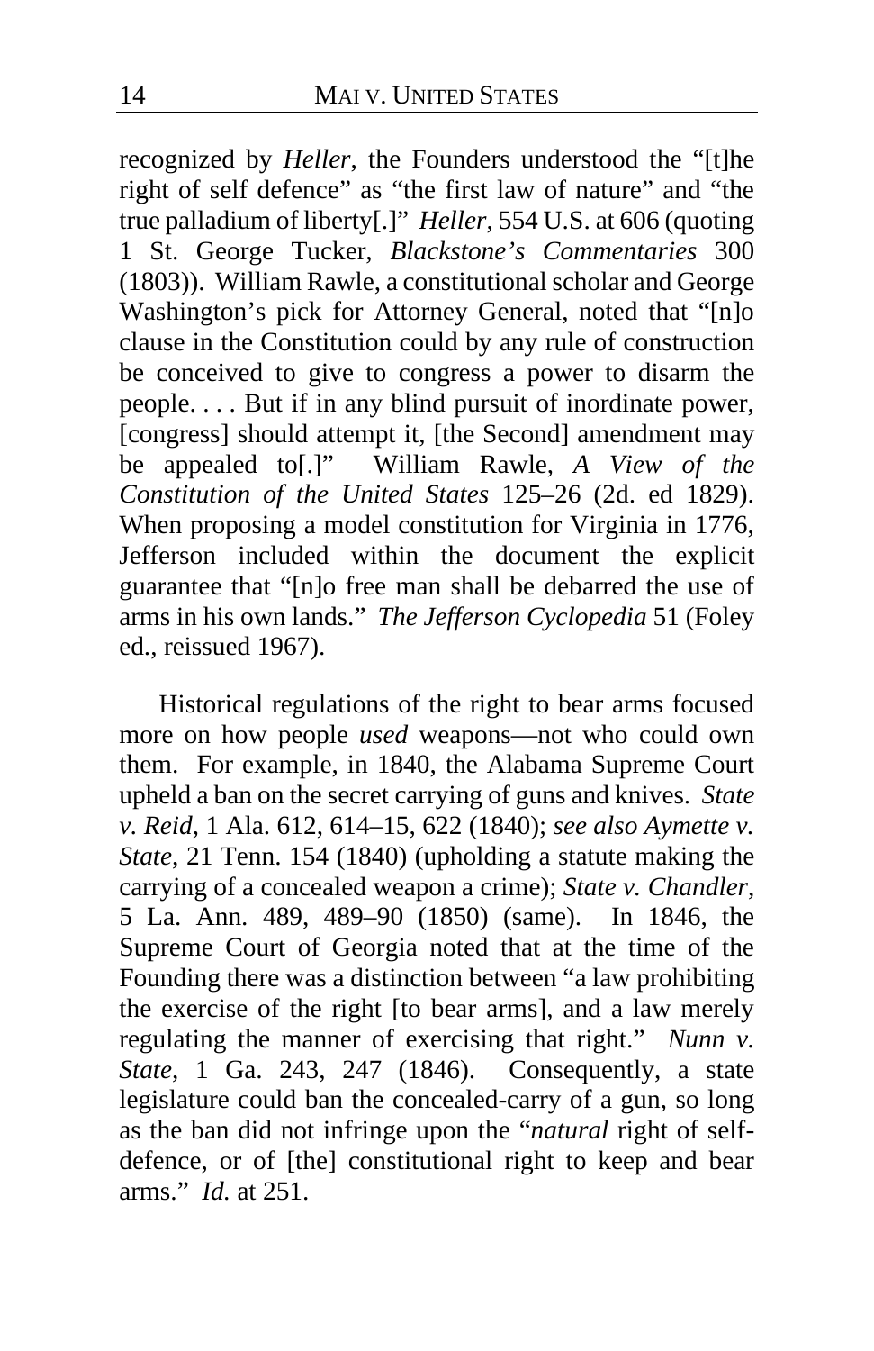recognized by *Heller*, the Founders understood the "[t]he right of self defence" as "the first law of nature" and "the true palladium of liberty[.]" *Heller*, 554 U.S. at 606 (quoting 1 St. George Tucker, *Blackstone's Commentaries* 300 (1803)). William Rawle, a constitutional scholar and George Washington's pick for Attorney General, noted that "[n]o clause in the Constitution could by any rule of construction be conceived to give to congress a power to disarm the people. . . . But if in any blind pursuit of inordinate power, [congress] should attempt it, [the Second] amendment may be appealed to[.]" William Rawle, *A View of the Constitution of the United States* 125–26 (2d. ed 1829). When proposing a model constitution for Virginia in 1776, Jefferson included within the document the explicit guarantee that "[n]o free man shall be debarred the use of arms in his own lands." *The Jefferson Cyclopedia* 51 (Foley ed., reissued 1967).

Historical regulations of the right to bear arms focused more on how people *used* weapons—not who could own them. For example, in 1840, the Alabama Supreme Court upheld a ban on the secret carrying of guns and knives. *State v. Reid*, 1 Ala. 612, 614–15, 622 (1840); *see also Aymette v. State*, 21 Tenn. 154 (1840) (upholding a statute making the carrying of a concealed weapon a crime); *State v. Chandler*, 5 La. Ann. 489, 489–90 (1850) (same). In 1846, the Supreme Court of Georgia noted that at the time of the Founding there was a distinction between "a law prohibiting the exercise of the right [to bear arms], and a law merely regulating the manner of exercising that right." *Nunn v. State*, 1 Ga. 243, 247 (1846). Consequently, a state legislature could ban the concealed-carry of a gun, so long as the ban did not infringe upon the "*natural* right of self-defence, or of [the] constitutional right to keep and bear arms." *Id.* at 251.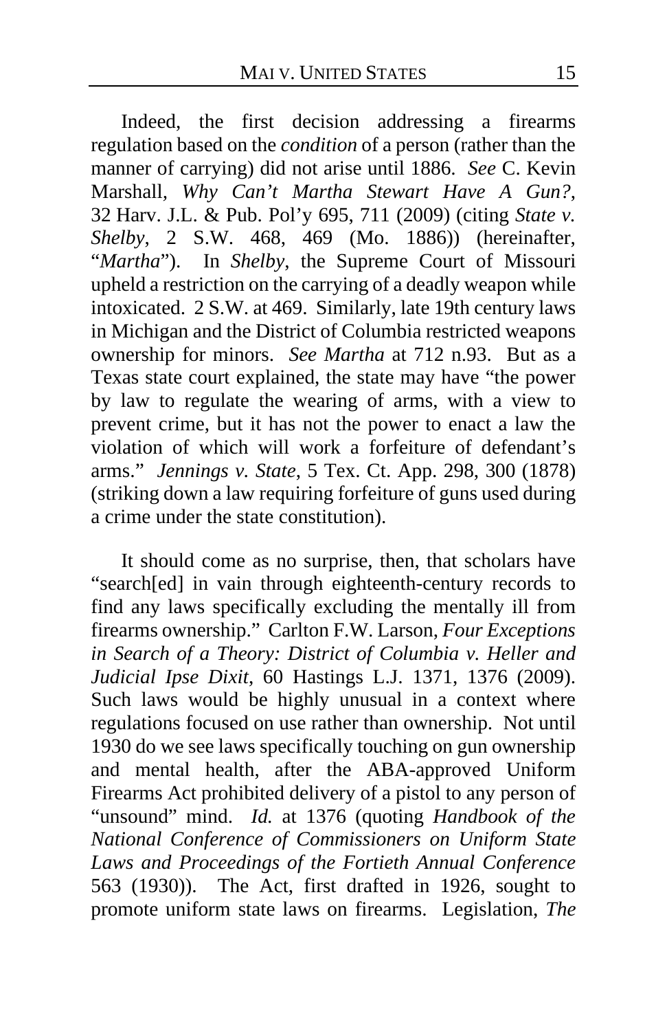Indeed, the first decision addressing a firearms regulation based on the *condition* of a person (rather than the manner of carrying) did not arise until 1886. *See* C. Kevin Marshall, *Why Can't Martha Stewart Have A Gun?*, 32 Harv. J.L. & Pub. Pol'y 695, 711 (2009) (citing *State v. Shelby*, 2 S.W. 468, 469 (Mo. 1886)) (hereinafter, "*Martha*"). In *Shelby*, the Supreme Court of Missouri upheld a restriction on the carrying of a deadly weapon while intoxicated. 2 S.W. at 469. Similarly, late 19th century laws in Michigan and the District of Columbia restricted weapons ownership for minors. *See Martha* at 712 n.93. But as a Texas state court explained, the state may have "the power by law to regulate the wearing of arms, with a view to prevent crime, but it has not the power to enact a law the violation of which will work a forfeiture of defendant's arms." *Jennings v. State*, 5 Tex. Ct. App. 298, 300 (1878) (striking down a law requiring forfeiture of guns used during a crime under the state constitution).

It should come as no surprise, then, that scholars have "search[ed] in vain through eighteenth-century records to find any laws specifically excluding the mentally ill from firearms ownership." Carlton F.W. Larson, *Four Exceptions in Search of a Theory: District of Columbia v. Heller and Judicial Ipse Dixit*, 60 Hastings L.J. 1371, 1376 (2009). Such laws would be highly unusual in a context where regulations focused on use rather than ownership. Not until 1930 do we see laws specifically touching on gun ownership and mental health, after the ABA-approved Uniform Firearms Act prohibited delivery of a pistol to any person of "unsound" mind. *Id.* at 1376 (quoting *Handbook of the National Conference of Commissioners on Uniform State Laws and Proceedings of the Fortieth Annual Conference* 563 (1930)). The Act, first drafted in 1926, sought to promote uniform state laws on firearms. Legislation, *The*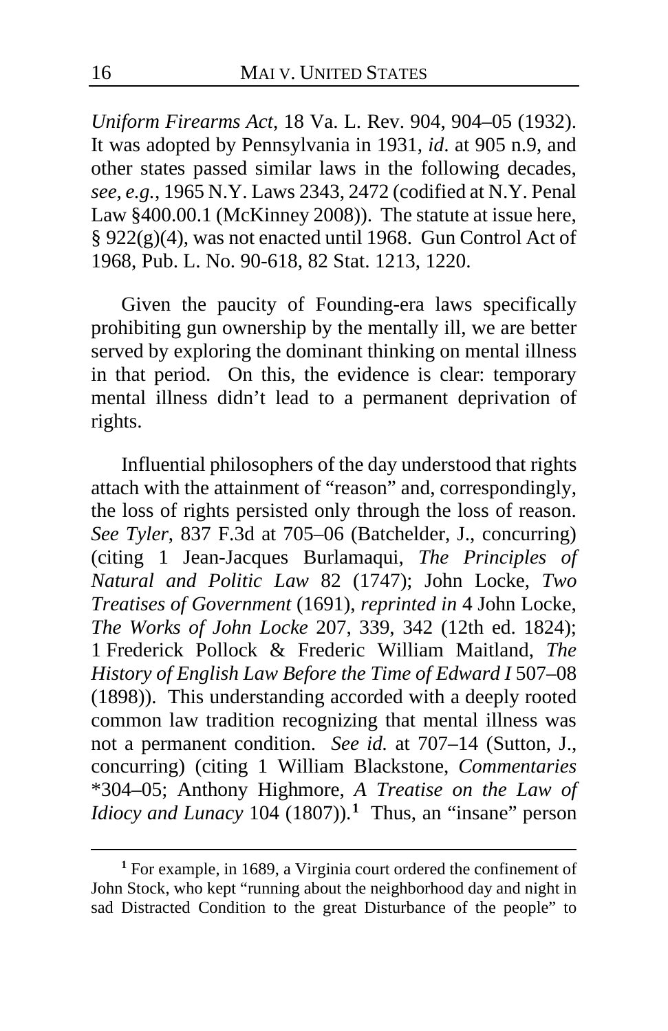*Uniform Firearms Act*, 18 Va. L. Rev. 904, 904–05 (1932). It was adopted by Pennsylvania in 1931, *id*. at 905 n.9, and other states passed similar laws in the following decades, *see*, *e.g.*, 1965 N.Y. Laws 2343, 2472 (codified at N.Y. Penal Law §400.00.1 (McKinney 2008)). The statute at issue here, § 922(g)(4), was not enacted until 1968. Gun Control Act of 1968, Pub. L. No. 90-618, 82 Stat. 1213, 1220.

Given the paucity of Founding-era laws specifically prohibiting gun ownership by the mentally ill, we are better served by exploring the dominant thinking on mental illness in that period. On this, the evidence is clear: temporary mental illness didn't lead to a permanent deprivation of rights.

Influential philosophers of the day understood that rights attach with the attainment of "reason" and, correspondingly, the loss of rights persisted only through the loss of reason. *See Tyler*, 837 F.3d at 705–06 (Batchelder, J., concurring) (citing 1 Jean-Jacques Burlamaqui, *The Principles of Natural and Politic Law* 82 (1747); John Locke, *Two Treatises of Government* (1691), *reprinted in* 4 John Locke, *The Works of John Locke* 207, 339, 342 (12th ed. 1824); 1 Frederick Pollock & Frederic William Maitland, *The History of English Law Before the Time of Edward I* 507–08 (1898)). This understanding accorded with a deeply rooted common law tradition recognizing that mental illness was not a permanent condition. *See id.* at 707–14 (Sutton, J., concurring) (citing 1 William Blackstone, *Commentaries* \*304–05; Anthony Highmore, *A Treatise on the Law of Idiocy and Lunacy* 104 (1807)).[1] Thus, an "insane" person

[1] For example, in 1689, a Virginia court ordered the confinement of John Stock, who kept "running about the neighborhood day and night in sad Distracted Condition to the great Disturbance of the people" to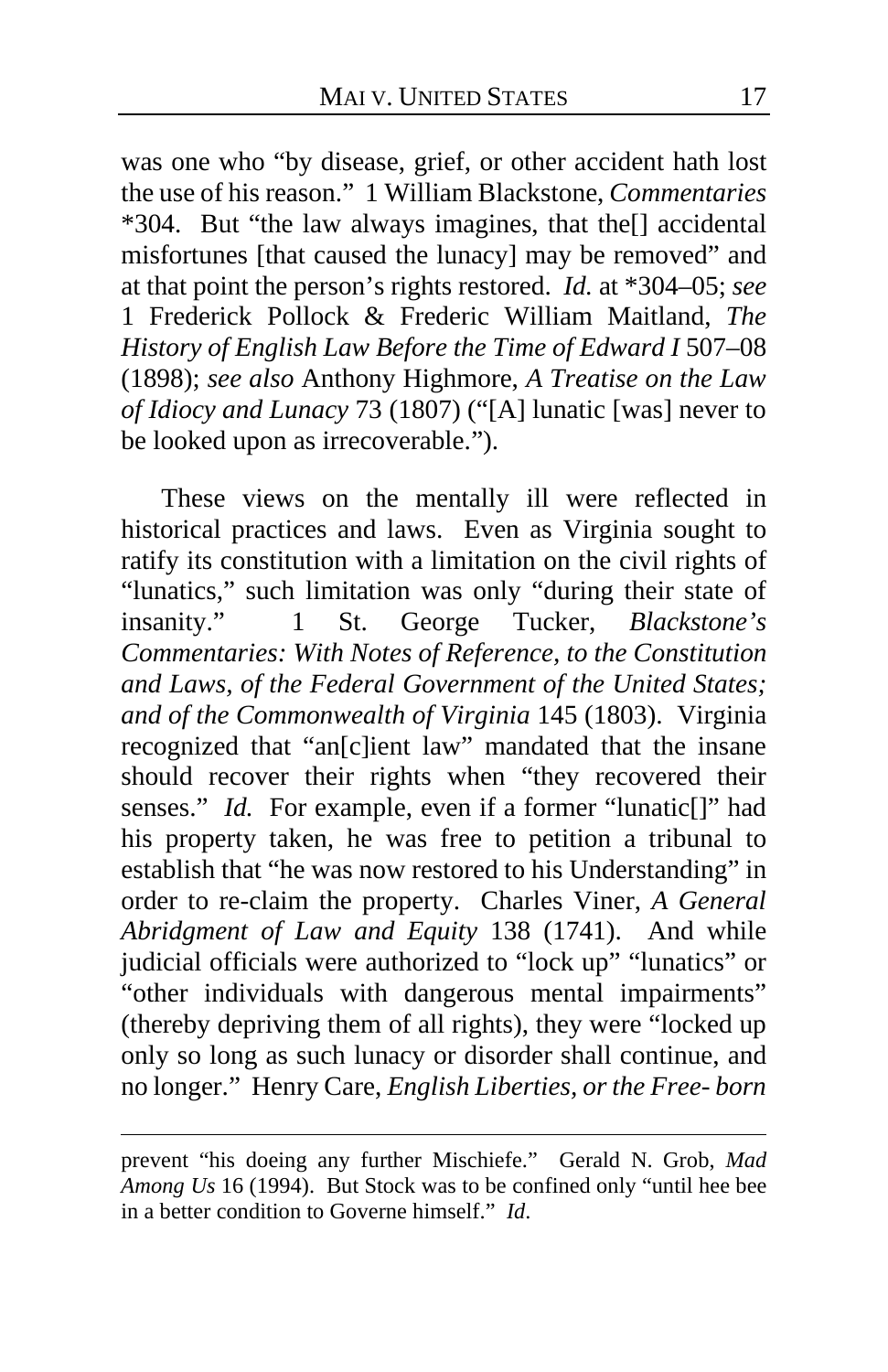was one who "by disease, grief, or other accident hath lost the use of his reason." 1 William Blackstone, *Commentaries* *304. But "the law always imagines, that the[] accidental misfortunes [that caused the lunacy] may be removed" and at that point the person's rights restored. *Id.* at *304–05; *see* 1 Frederick Pollock & Frederic William Maitland, *The History of English Law Before the Time of Edward I* 507–08 (1898); *see also* Anthony Highmore, *A Treatise on the Law of Idiocy and Lunacy* 73 (1807) ("[A] lunatic [was] never to be looked upon as irrecoverable.").

These views on the mentally ill were reflected in historical practices and laws. Even as Virginia sought to ratify its constitution with a limitation on the civil rights of "lunatics," such limitation was only "during their state of insanity." 1 St. George Tucker, *Blackstone's Commentaries: With Notes of Reference, to the Constitution and Laws, of the Federal Government of the United States; and of the Commonwealth of Virginia* 145 (1803). Virginia recognized that "an[c]ient law" mandated that the insane should recover their rights when "they recovered their senses." *Id.* For example, even if a former "lunatic[]" had his property taken, he was free to petition a tribunal to establish that "he was now restored to his Understanding" in order to re-claim the property. Charles Viner, *A General Abridgment of Law and Equity* 138 (1741). And while judicial officials were authorized to "lock up" "lunatics" or "other individuals with dangerous mental impairments" (thereby depriving them of all rights), they were "locked up only so long as such lunacy or disorder shall continue, and no longer." Henry Care, *English Liberties, or the Free- born*

---

prevent "his doeing any further Mischiefe." Gerald N. Grob, *Mad Among Us* 16 (1994). But Stock was to be confined only "until hee bee in a better condition to Governe himself." *Id.*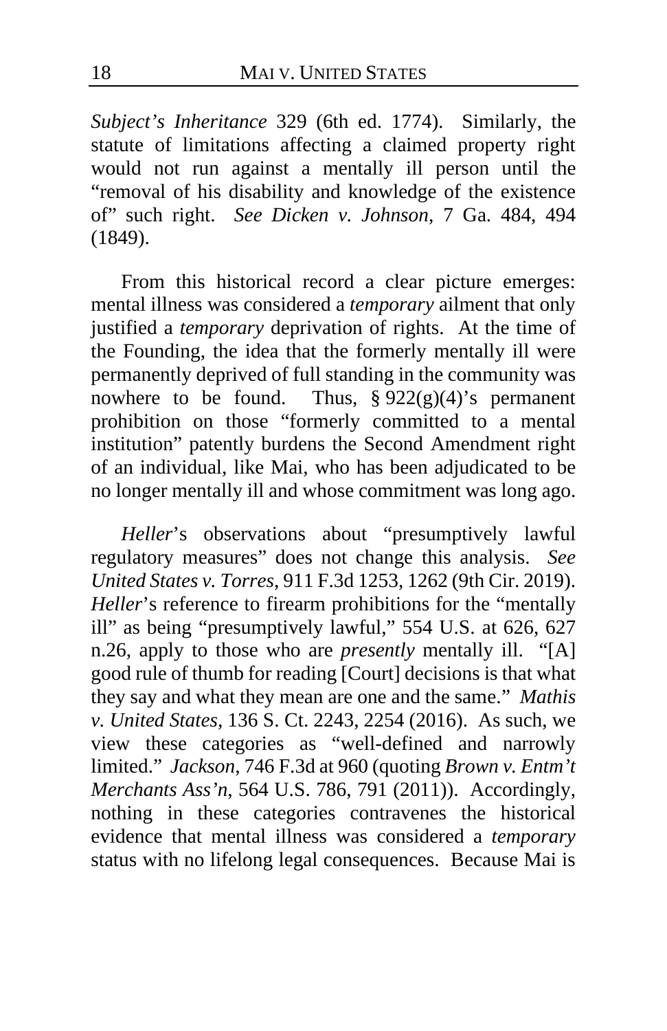*Subject's Inheritance* 329 (6th ed. 1774). Similarly, the statute of limitations affecting a claimed property right would not run against a mentally ill person until the "removal of his disability and knowledge of the existence of" such right. *See Dicken v. Johnson*, 7 Ga. 484, 494 (1849).

From this historical record a clear picture emerges: mental illness was considered a *temporary* ailment that only justified a *temporary* deprivation of rights. At the time of the Founding, the idea that the formerly mentally ill were permanently deprived of full standing in the community was nowhere to be found. Thus, § 922(g)(4)'s permanent prohibition on those "formerly committed to a mental institution" patently burdens the Second Amendment right of an individual, like Mai, who has been adjudicated to be no longer mentally ill and whose commitment was long ago.

*Heller*'s observations about "presumptively lawful regulatory measures" does not change this analysis. *See United States v. Torres*, 911 F.3d 1253, 1262 (9th Cir. 2019). *Heller*'s reference to firearm prohibitions for the "mentally ill" as being "presumptively lawful," 554 U.S. at 626, 627 n.26, apply to those who are *presently* mentally ill. "[A] good rule of thumb for reading [Court] decisions is that what they say and what they mean are one and the same." *Mathis v. United States*, 136 S. Ct. 2243, 2254 (2016). As such, we view these categories as "well-defined and narrowly limited." *Jackson*, 746 F.3d at 960 (quoting *Brown v. Entm't Merchants Ass'n*, 564 U.S. 786, 791 (2011)). Accordingly, nothing in these categories contravenes the historical evidence that mental illness was considered a *temporary* status with no lifelong legal consequences. Because Mai is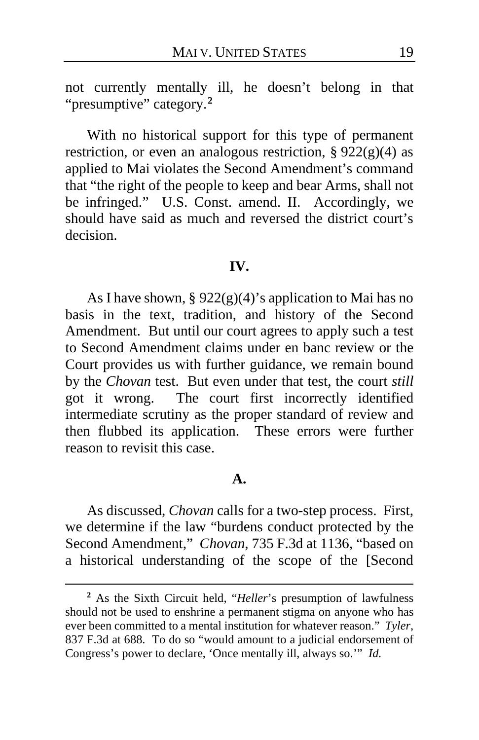not currently mentally ill, he doesn't belong in that "presumptive" category.[2]

With no historical support for this type of permanent restriction, or even an analogous restriction, § 922(g)(4) as applied to Mai violates the Second Amendment's command that "the right of the people to keep and bear Arms, shall not be infringed." U.S. Const. amend. II. Accordingly, we should have said as much and reversed the district court's decision.

## IV.

As I have shown, § 922(g)(4)'s application to Mai has no basis in the text, tradition, and history of the Second Amendment. But until our court agrees to apply such a test to Second Amendment claims under en banc review or the Court provides us with further guidance, we remain bound by the *Chovan* test. But even under that test, the court *still* got it wrong. The court first incorrectly identified intermediate scrutiny as the proper standard of review and then flubbed its application. These errors were further reason to revisit this case.

### A.

As discussed, *Chovan* calls for a two-step process. First, we determine if the law "burdens conduct protected by the Second Amendment," *Chovan*, 735 F.3d at 1136, "based on a historical understanding of the scope of the [Second

---

[2] As the Sixth Circuit held, "*Heller*'s presumption of lawfulness should not be used to enshrine a permanent stigma on anyone who has ever been committed to a mental institution for whatever reason." *Tyler*, 837 F.3d at 688. To do so "would amount to a judicial endorsement of Congress's power to declare, 'Once mentally ill, always so.'" *Id.*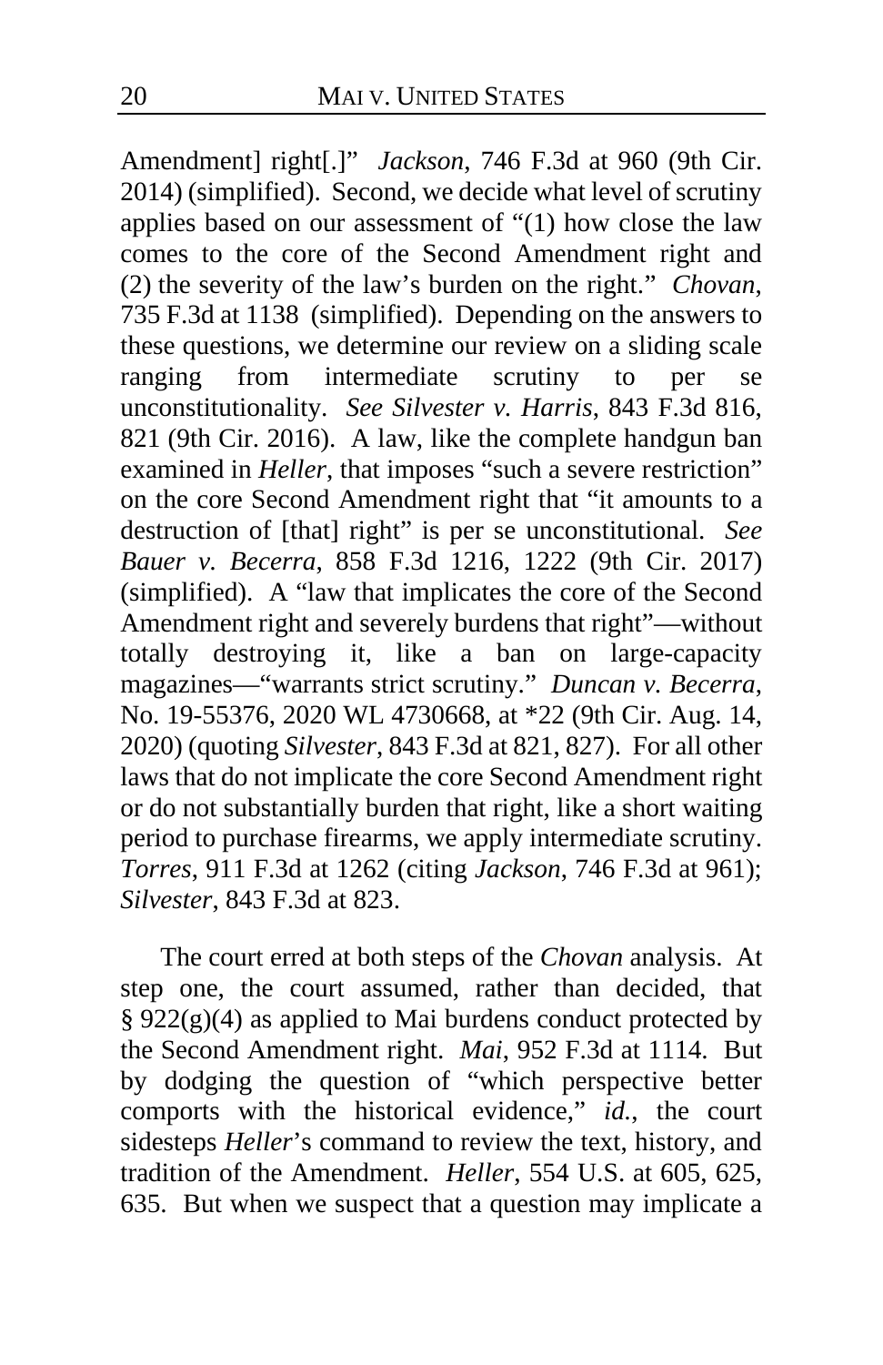Amendment] right[.]" *Jackson*, 746 F.3d at 960 (9th Cir. 2014) (simplified). Second, we decide what level of scrutiny applies based on our assessment of "(1) how close the law comes to the core of the Second Amendment right and (2) the severity of the law's burden on the right." *Chovan*, 735 F.3d at 1138 (simplified). Depending on the answers to these questions, we determine our review on a sliding scale ranging from intermediate scrutiny to per se unconstitutionality. *See Silvester v. Harris*, 843 F.3d 816, 821 (9th Cir. 2016). A law, like the complete handgun ban examined in *Heller*, that imposes "such a severe restriction" on the core Second Amendment right that "it amounts to a destruction of [that] right" is per se unconstitutional. *See Bauer v. Becerra*, 858 F.3d 1216, 1222 (9th Cir. 2017) (simplified). A "law that implicates the core of the Second Amendment right and severely burdens that right"—without totally destroying it, like a ban on large-capacity magazines—"warrants strict scrutiny." *Duncan v. Becerra*, No. 19-55376, 2020 WL 4730668, at *22 (9th Cir. Aug. 14, 2020) (quoting *Silvester*, 843 F.3d at 821, 827). For all other laws that do not implicate the core Second Amendment right or do not substantially burden that right, like a short waiting period to purchase firearms, we apply intermediate scrutiny. *Torres*, 911 F.3d at 1262 (citing *Jackson*, 746 F.3d at 961); *Silvester*, 843 F.3d at 823.

The court erred at both steps of the *Chovan* analysis. At step one, the court assumed, rather than decided, that § 922(g)(4) as applied to Mai burdens conduct protected by the Second Amendment right. *Mai*, 952 F.3d at 1114. But by dodging the question of "which perspective better comports with the historical evidence," *id.*, the court sidesteps *Heller*'s command to review the text, history, and tradition of the Amendment. *Heller*, 554 U.S. at 605, 625, 635. But when we suspect that a question may implicate a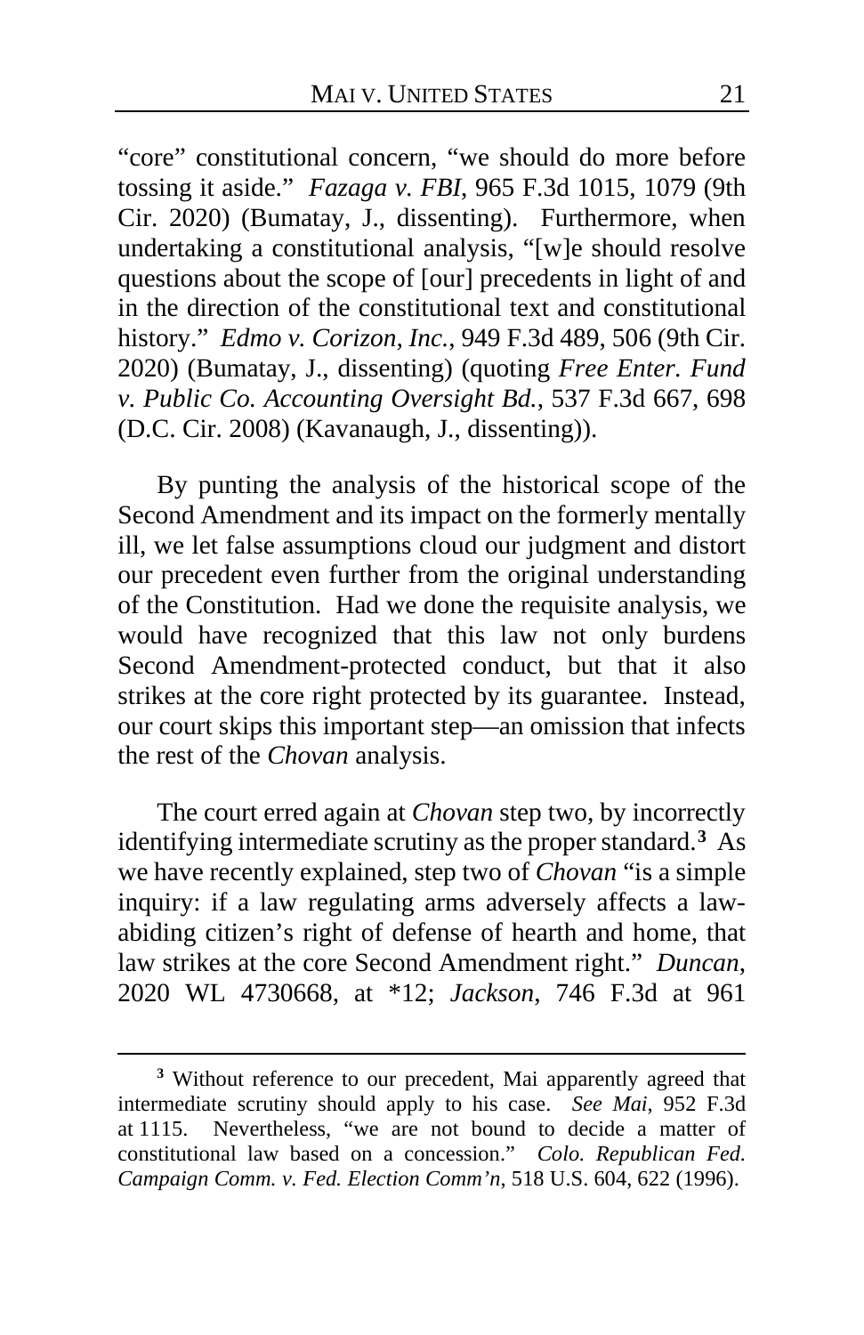"core" constitutional concern, "we should do more before tossing it aside." *Fazaga v. FBI*, 965 F.3d 1015, 1079 (9th Cir. 2020) (Bumatay, J., dissenting). Furthermore, when undertaking a constitutional analysis, "[w]e should resolve questions about the scope of [our] precedents in light of and in the direction of the constitutional text and constitutional history." *Edmo v. Corizon, Inc.*, 949 F.3d 489, 506 (9th Cir. 2020) (Bumatay, J., dissenting) (quoting *Free Enter. Fund v. Public Co. Accounting Oversight Bd.*, 537 F.3d 667, 698 (D.C. Cir. 2008) (Kavanaugh, J., dissenting)).

By punting the analysis of the historical scope of the Second Amendment and its impact on the formerly mentally ill, we let false assumptions cloud our judgment and distort our precedent even further from the original understanding of the Constitution. Had we done the requisite analysis, we would have recognized that this law not only burdens Second Amendment-protected conduct, but that it also strikes at the core right protected by its guarantee. Instead, our court skips this important step—an omission that infects the rest of the *Chovan* analysis.

The court erred again at *Chovan* step two, by incorrectly identifying intermediate scrutiny as the proper standard.[3] As we have recently explained, step two of *Chovan* "is a simple inquiry: if a law regulating arms adversely affects a law-abiding citizen's right of defense of hearth and home, that law strikes at the core Second Amendment right." *Duncan*, 2020 WL 4730668, at *12; *Jackson*, 746 F.3d at 961

---

[3] Without reference to our precedent, Mai apparently agreed that intermediate scrutiny should apply to his case. *See Mai*, 952 F.3d at 1115. Nevertheless, "we are not bound to decide a matter of constitutional law based on a concession." *Colo. Republican Fed. Campaign Comm. v. Fed. Election Comm'n*, 518 U.S. 604, 622 (1996).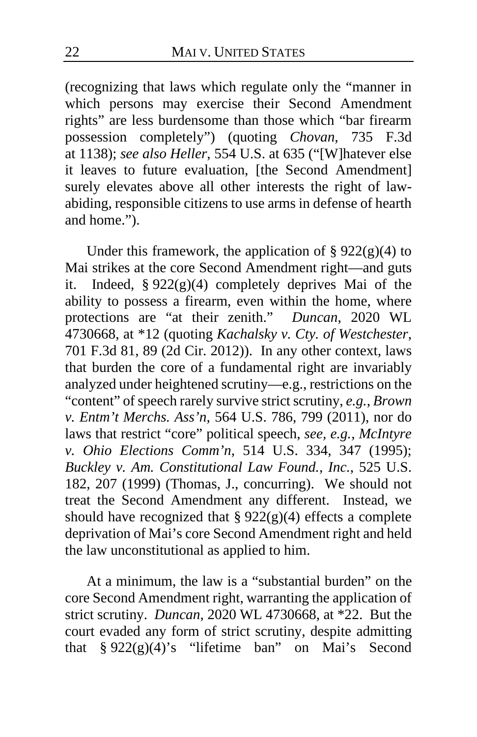(recognizing that laws which regulate only the "manner in which persons may exercise their Second Amendment rights" are less burdensome than those which "bar firearm possession completely") (quoting *Chovan*, 735 F.3d at 1138); *see also Heller*, 554 U.S. at 635 ("[W]hatever else it leaves to future evaluation, [the Second Amendment] surely elevates above all other interests the right of law-abiding, responsible citizens to use arms in defense of hearth and home.").

Under this framework, the application of § 922(g)(4) to Mai strikes at the core Second Amendment right—and guts it. Indeed, § 922(g)(4) completely deprives Mai of the ability to possess a firearm, even within the home, where protections are "at their zenith." *Duncan*, 2020 WL 4730668, at *12 (quoting *Kachalsky v. Cty. of Westchester*, 701 F.3d 81, 89 (2d Cir. 2012)). In any other context, laws that burden the core of a fundamental right are invariably analyzed under heightened scrutiny—e.g., restrictions on the "content" of speech rarely survive strict scrutiny, *e.g.*, *Brown v. Entm't Merchs. Ass'n*, 564 U.S. 786, 799 (2011), nor do laws that restrict "core" political speech, *see, e.g.*, *McIntyre v. Ohio Elections Comm'n*, 514 U.S. 334, 347 (1995); *Buckley v. Am. Constitutional Law Found., Inc.*, 525 U.S. 182, 207 (1999) (Thomas, J., concurring). We should not treat the Second Amendment any different. Instead, we should have recognized that § 922(g)(4) effects a complete deprivation of Mai's core Second Amendment right and held the law unconstitutional as applied to him.

At a minimum, the law is a "substantial burden" on the core Second Amendment right, warranting the application of strict scrutiny. *Duncan*, 2020 WL 4730668, at *22. But the court evaded any form of strict scrutiny, despite admitting that § 922(g)(4)'s "lifetime ban" on Mai's Second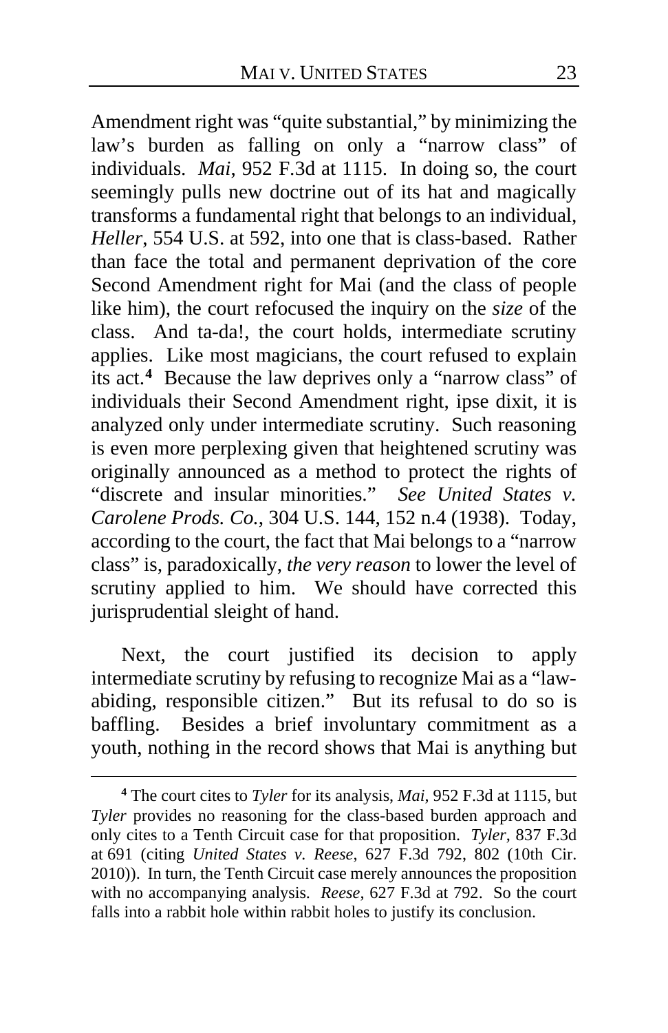Amendment right was "quite substantial," by minimizing the law's burden as falling on only a "narrow class" of individuals. *Mai*, 952 F.3d at 1115. In doing so, the court seemingly pulls new doctrine out of its hat and magically transforms a fundamental right that belongs to an individual, *Heller*, 554 U.S. at 592, into one that is class-based. Rather than face the total and permanent deprivation of the core Second Amendment right for Mai (and the class of people like him), the court refocused the inquiry on the *size* of the class. And ta-da!, the court holds, intermediate scrutiny applies. Like most magicians, the court refused to explain its act.[4] Because the law deprives only a "narrow class" of individuals their Second Amendment right, ipse dixit, it is analyzed only under intermediate scrutiny. Such reasoning is even more perplexing given that heightened scrutiny was originally announced as a method to protect the rights of "discrete and insular minorities." *See United States v. Carolene Prods. Co.*, 304 U.S. 144, 152 n.4 (1938). Today, according to the court, the fact that Mai belongs to a "narrow class" is, paradoxically, *the very reason* to lower the level of scrutiny applied to him. We should have corrected this jurisprudential sleight of hand.

Next, the court justified its decision to apply intermediate scrutiny by refusing to recognize Mai as a "law-abiding, responsible citizen." But its refusal to do so is baffling. Besides a brief involuntary commitment as a youth, nothing in the record shows that Mai is anything but

[4] The court cites to *Tyler* for its analysis, *Mai*, 952 F.3d at 1115, but *Tyler* provides no reasoning for the class-based burden approach and only cites to a Tenth Circuit case for that proposition. *Tyler*, 837 F.3d at 691 (citing *United States v. Reese*, 627 F.3d 792, 802 (10th Cir. 2010)). In turn, the Tenth Circuit case merely announces the proposition with no accompanying analysis. *Reese*, 627 F.3d at 792. So the court falls into a rabbit hole within rabbit holes to justify its conclusion.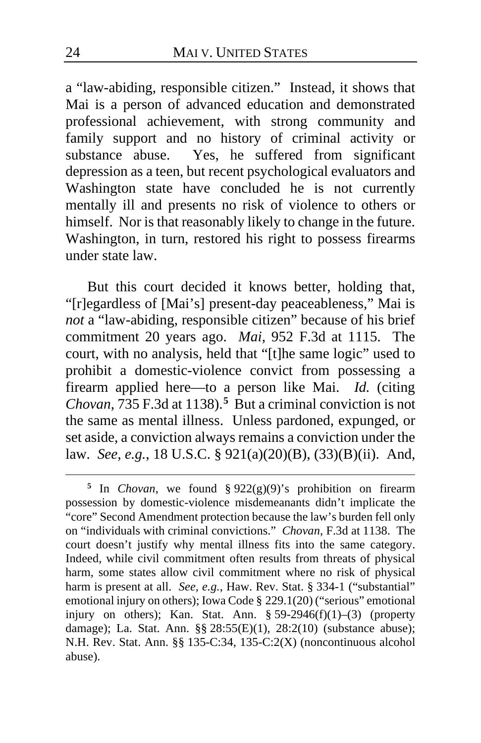a "law-abiding, responsible citizen." Instead, it shows that Mai is a person of advanced education and demonstrated professional achievement, with strong community and family support and no history of criminal activity or substance abuse. Yes, he suffered from significant depression as a teen, but recent psychological evaluators and Washington state have concluded he is not currently mentally ill and presents no risk of violence to others or himself. Nor is that reasonably likely to change in the future. Washington, in turn, restored his right to possess firearms under state law.

But this court decided it knows better, holding that, "[r]egardless of [Mai's] present-day peaceableness," Mai is *not* a "law-abiding, responsible citizen" because of his brief commitment 20 years ago. *Mai*, 952 F.3d at 1115. The court, with no analysis, held that "[t]he same logic" used to prohibit a domestic-violence convict from possessing a firearm applied here—to a person like Mai. *Id.* (citing *Chovan*, 735 F.3d at 1138).[5] But a criminal conviction is not the same as mental illness. Unless pardoned, expunged, or set aside, a conviction always remains a conviction under the law. *See, e.g.*, 18 U.S.C. § 921(a)(20)(B), (33)(B)(ii). And,

---

[5] In *Chovan*, we found § 922(g)(9)'s prohibition on firearm possession by domestic-violence misdemeanants didn't implicate the "core" Second Amendment protection because the law's burden fell only on "individuals with criminal convictions." *Chovan*, F.3d at 1138. The court doesn't justify why mental illness fits into the same category. Indeed, while civil commitment often results from threats of physical harm, some states allow civil commitment where no risk of physical harm is present at all. *See, e.g.*, Haw. Rev. Stat. § 334-1 ("substantial" emotional injury on others); Iowa Code § 229.1(20) ("serious" emotional injury on others); Kan. Stat. Ann. § 59-2946(f)(1)–(3) (property damage); La. Stat. Ann. §§ 28:55(E)(1), 28:2(10) (substance abuse); N.H. Rev. Stat. Ann. §§ 135-C:34, 135-C:2(X) (noncontinuous alcohol abuse).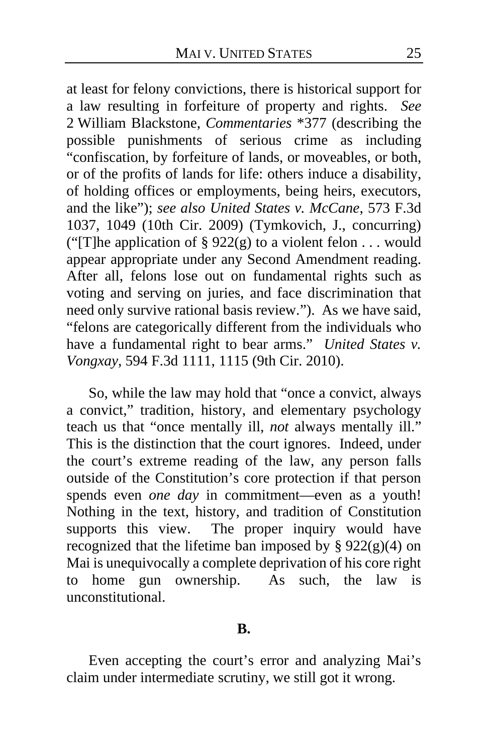at least for felony convictions, there is historical support for a law resulting in forfeiture of property and rights. *See* 2 William Blackstone, *Commentaries* \*377 (describing the possible punishments of serious crime as including "confiscation, by forfeiture of lands, or moveables, or both, or of the profits of lands for life: others induce a disability, of holding offices or employments, being heirs, executors, and the like"); *see also United States v. McCane*, 573 F.3d 1037, 1049 (10th Cir. 2009) (Tymkovich, J., concurring) ("[T]he application of § 922(g) to a violent felon . . . would appear appropriate under any Second Amendment reading. After all, felons lose out on fundamental rights such as voting and serving on juries, and face discrimination that need only survive rational basis review."). As we have said, "felons are categorically different from the individuals who have a fundamental right to bear arms." *United States v. Vongxay*, 594 F.3d 1111, 1115 (9th Cir. 2010).

So, while the law may hold that "once a convict, always a convict," tradition, history, and elementary psychology teach us that "once mentally ill, *not* always mentally ill." This is the distinction that the court ignores. Indeed, under the court's extreme reading of the law, any person falls outside of the Constitution's core protection if that person spends even *one day* in commitment—even as a youth! Nothing in the text, history, and tradition of Constitution supports this view. The proper inquiry would have recognized that the lifetime ban imposed by § 922(g)(4) on Mai is unequivocally a complete deprivation of his core right to home gun ownership. As such, the law is unconstitutional.

**B.**

Even accepting the court's error and analyzing Mai's claim under intermediate scrutiny, we still got it wrong.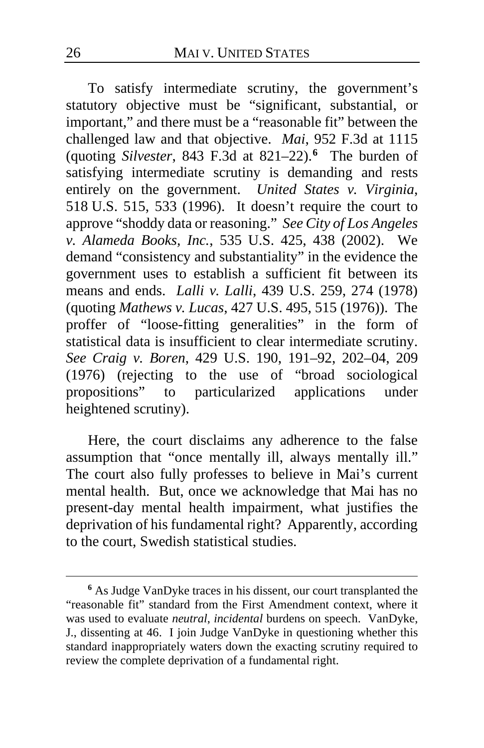To satisfy intermediate scrutiny, the government's statutory objective must be "significant, substantial, or important," and there must be a "reasonable fit" between the challenged law and that objective. *Mai*, 952 F.3d at 1115 (quoting *Silvester*, 843 F.3d at 821–22).[6] The burden of satisfying intermediate scrutiny is demanding and rests entirely on the government. *United States v. Virginia*, 518 U.S. 515, 533 (1996). It doesn't require the court to approve "shoddy data or reasoning." *See City of Los Angeles v. Alameda Books, Inc.*, 535 U.S. 425, 438 (2002). We demand "consistency and substantiality" in the evidence the government uses to establish a sufficient fit between its means and ends. *Lalli v. Lalli*, 439 U.S. 259, 274 (1978) (quoting *Mathews v. Lucas*, 427 U.S. 495, 515 (1976)). The proffer of "loose-fitting generalities" in the form of statistical data is insufficient to clear intermediate scrutiny. *See Craig v. Boren*, 429 U.S. 190, 191–92, 202–04, 209 (1976) (rejecting to the use of "broad sociological propositions" to particularized applications under heightened scrutiny).

Here, the court disclaims any adherence to the false assumption that "once mentally ill, always mentally ill." The court also fully professes to believe in Mai's current mental health. But, once we acknowledge that Mai has no present-day mental health impairment, what justifies the deprivation of his fundamental right? Apparently, according to the court, Swedish statistical studies.

---

[6] As Judge VanDyke traces in his dissent, our court transplanted the "reasonable fit" standard from the First Amendment context, where it was used to evaluate *neutral*, *incidental* burdens on speech. VanDyke, J., dissenting at 46. I join Judge VanDyke in questioning whether this standard inappropriately waters down the exacting scrutiny required to review the complete deprivation of a fundamental right.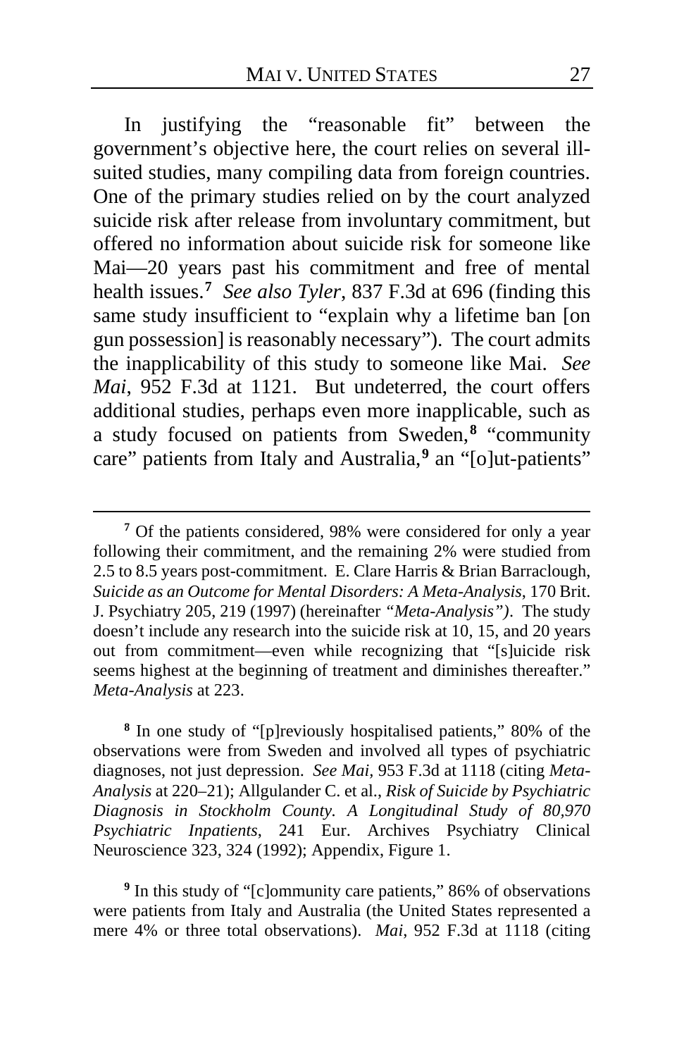In justifying the "reasonable fit" between the government's objective here, the court relies on several ill-suited studies, many compiling data from foreign countries. One of the primary studies relied on by the court analyzed suicide risk after release from involuntary commitment, but offered no information about suicide risk for someone like Mai—20 years past his commitment and free of mental health issues.[7] *See also Tyler*, 837 F.3d at 696 (finding this same study insufficient to "explain why a lifetime ban [on gun possession] is reasonably necessary"). The court admits the inapplicability of this study to someone like Mai. *See Mai*, 952 F.3d at 1121. But undeterred, the court offers additional studies, perhaps even more inapplicable, such as a study focused on patients from Sweden,[8] "community care" patients from Italy and Australia,[9] an "[o]ut-patients"

---

[7] Of the patients considered, 98% were considered for only a year following their commitment, and the remaining 2% were studied from 2.5 to 8.5 years post-commitment. E. Clare Harris & Brian Barraclough, *Suicide as an Outcome for Mental Disorders: A Meta-Analysis*, 170 Brit. J. Psychiatry 205, 219 (1997) (hereinafter *"Meta-Analysis")*. The study doesn't include any research into the suicide risk at 10, 15, and 20 years out from commitment—even while recognizing that "[s]uicide risk seems highest at the beginning of treatment and diminishes thereafter." *Meta-Analysis* at 223.

[8] In one study of "[p]reviously hospitalised patients," 80% of the observations were from Sweden and involved all types of psychiatric diagnoses, not just depression. *See Mai,* 953 F.3d at 1118 (citing *Meta-Analysis* at 220–21); Allgulander C. et al., *Risk of Suicide by Psychiatric Diagnosis in Stockholm County. A Longitudinal Study of 80,970 Psychiatric Inpatients*, 241 Eur. Archives Psychiatry Clinical Neuroscience 323, 324 (1992); Appendix, Figure 1.

[9] In this study of "[c]ommunity care patients," 86% of observations were patients from Italy and Australia (the United States represented a mere 4% or three total observations). *Mai*, 952 F.3d at 1118 (citing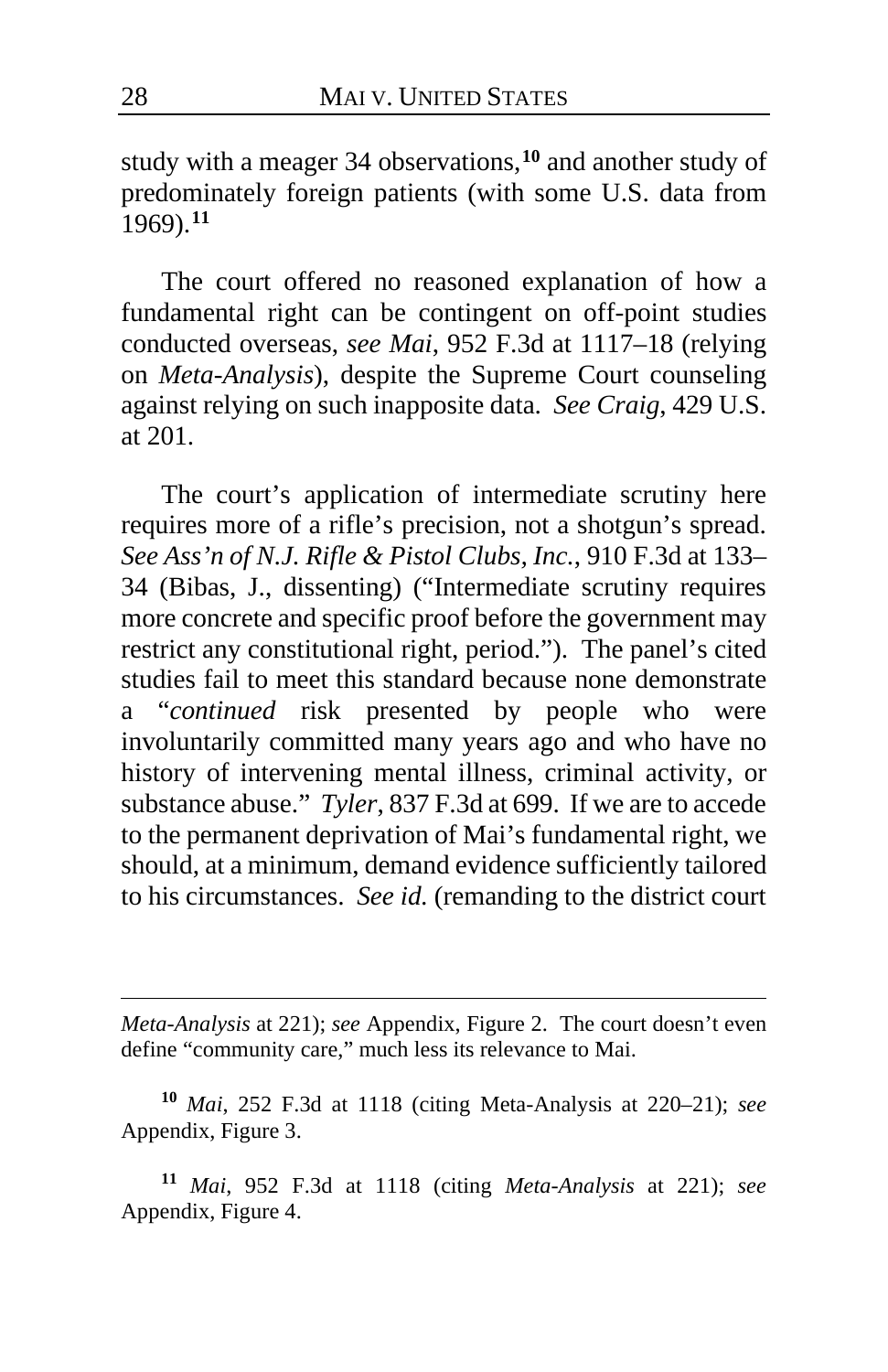study with a meager 34 observations,[10] and another study of predominately foreign patients (with some U.S. data from 1969).[11]

The court offered no reasoned explanation of how a fundamental right can be contingent on off-point studies conducted overseas, *see Mai*, 952 F.3d at 1117–18 (relying on *Meta-Analysis*), despite the Supreme Court counseling against relying on such inapposite data. *See Craig*, 429 U.S. at 201.

The court's application of intermediate scrutiny here requires more of a rifle's precision, not a shotgun's spread. *See Ass'n of N.J. Rifle & Pistol Clubs, Inc.*, 910 F.3d at 133–34 (Bibas, J., dissenting) ("Intermediate scrutiny requires more concrete and specific proof before the government may restrict any constitutional right, period."). The panel's cited studies fail to meet this standard because none demonstrate a "*continued* risk presented by people who were involuntarily committed many years ago and who have no history of intervening mental illness, criminal activity, or substance abuse." *Tyler*, 837 F.3d at 699. If we are to accede to the permanent deprivation of Mai's fundamental right, we should, at a minimum, demand evidence sufficiently tailored to his circumstances. *See id.* (remanding to the district court

---

*Meta-Analysis* at 221); *see* Appendix, Figure 2. The court doesn't even define "community care," much less its relevance to Mai.

[10] *Mai*, 252 F.3d at 1118 (citing Meta-Analysis at 220–21); *see* Appendix, Figure 3.

[11] *Mai*, 952 F.3d at 1118 (citing *Meta-Analysis* at 221); *see* Appendix, Figure 4.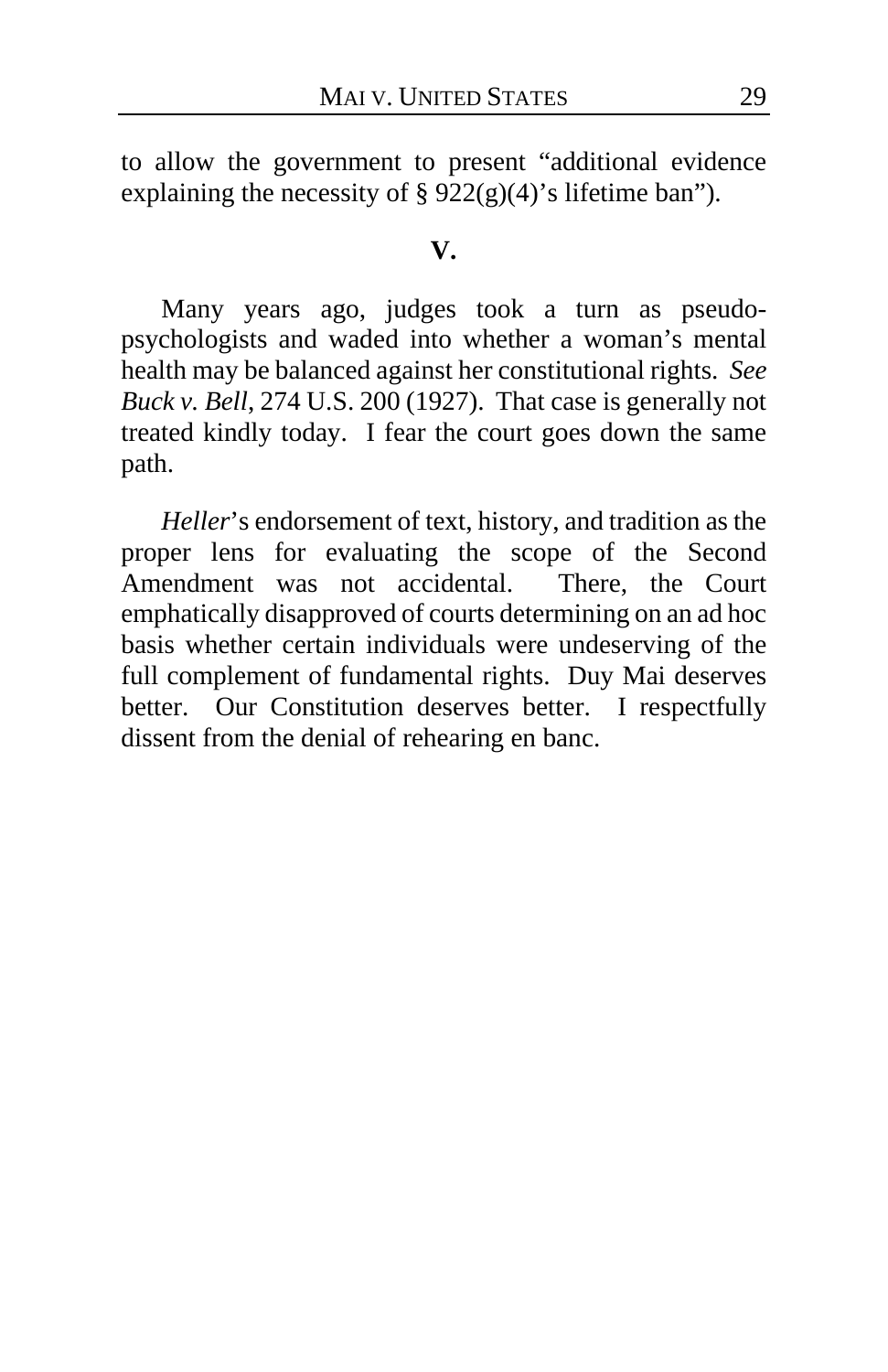to allow the government to present "additional evidence explaining the necessity of § 922(g)(4)'s lifetime ban").

**V.**

Many years ago, judges took a turn as pseudo-psychologists and waded into whether a woman's mental health may be balanced against her constitutional rights. *See Buck v. Bell*, 274 U.S. 200 (1927). That case is generally not treated kindly today. I fear the court goes down the same path.

*Heller*'s endorsement of text, history, and tradition as the proper lens for evaluating the scope of the Second Amendment was not accidental. There, the Court emphatically disapproved of courts determining on an ad hoc basis whether certain individuals were undeserving of the full complement of fundamental rights. Duy Mai deserves better. Our Constitution deserves better. I respectfully dissent from the denial of rehearing en banc.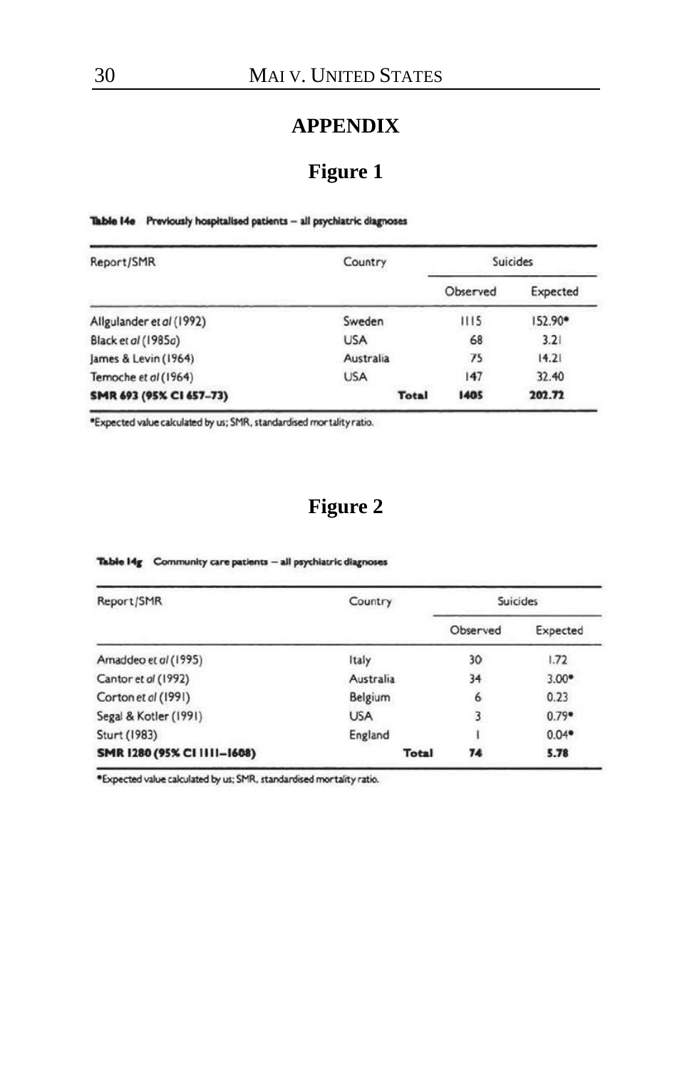## APPENDIX

### Figure 1

**Table 14e** Previously hospitalised patients – all psychiatric diagnoses

| Report/SMR | Country | Suicides | |
|---|---|---|---|
| | | Observed | Expected |
| Allgulander et *al* (1992) | Sweden | 1115 | 152.90* |
| Black et *al* (1985*a*) | USA | 68 | 3.21 |
| James & Levin (1964) | Australia | 75 | 14.21 |
| Temoche et *al* (1964) | USA | 147 | 32.40 |
| **SMR 693 (95% CI 657–73)** | **Total** | **1405** | **202.72** |

*Expected value calculated by us; SMR, standardised mortality ratio.

### Figure 2

**Table 14g** Community care patients – all psychiatric diagnoses

| Report/SMR | Country | Suicides | |
|---|---|---|---|
| | | Observed | Expected |
| Amaddeo et *al* (1995) | Italy | 30 | 1.72 |
| Cantor et *al* (1992) | Australia | 34 | 3.00* |
| Corton et *al* (1991) | Belgium | 6 | 0.23 |
| Segal & Kotler (1991) | USA | 3 | 0.79* |
| Sturt (1983) | England | 1 | 0.04* |
| **SMR 1280 (95% CI 1111–1608)** | **Total** | **74** | **5.78** |

*Expected value calculated by us; SMR, standardised mortality ratio.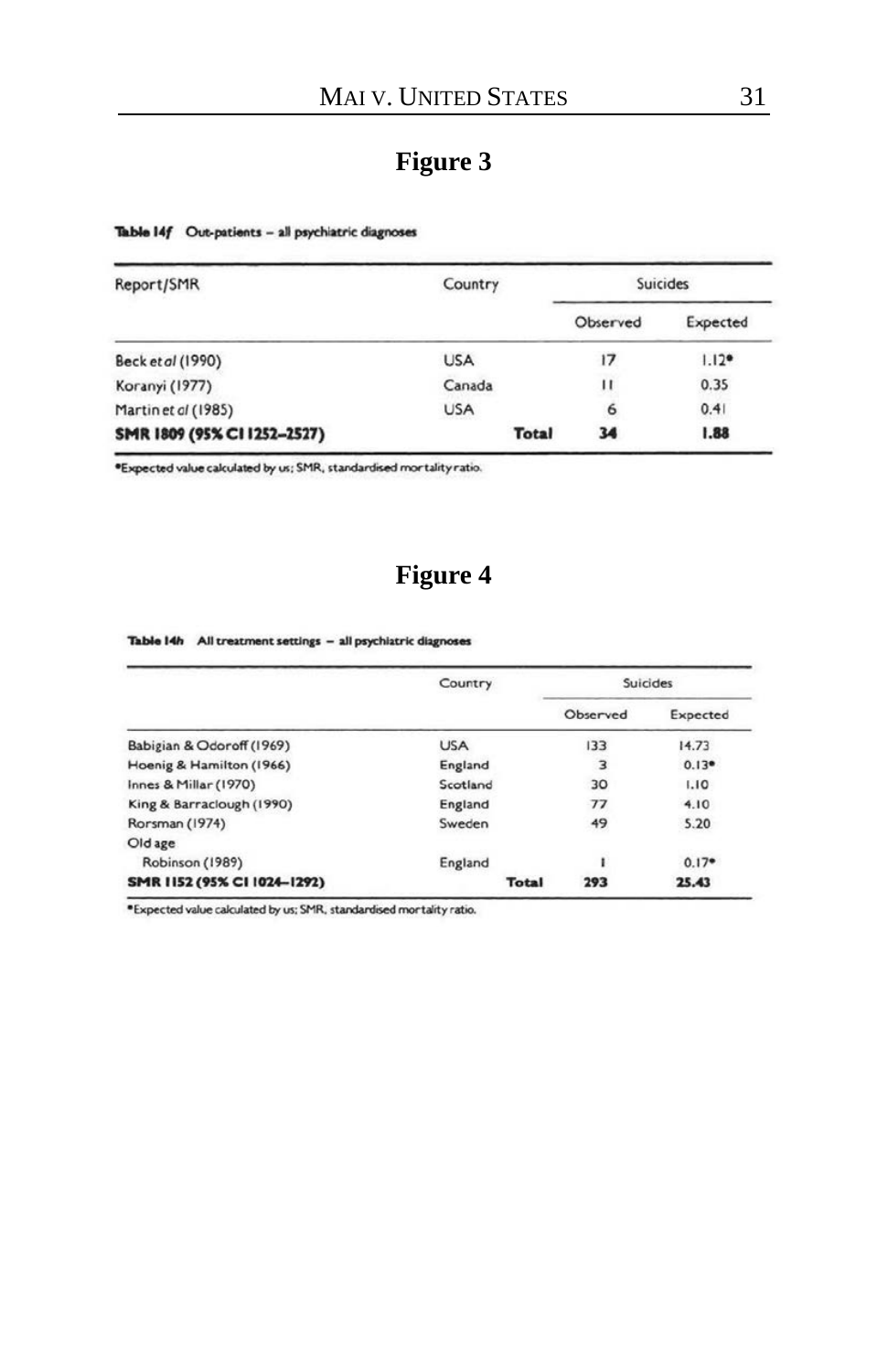## Figure 3

**Table 14f** Out-patients – all psychiatric diagnoses

| Report/SMR | Country | Suicides | |
|---|---|---|---|
| | | Observed | Expected |
| Beck *et al* (1990) | USA | 17 | 1.12* |
| Koranyi (1977) | Canada | 11 | 0.35 |
| Martin *et al* (1985) | USA | 6 | 0.41 |
| **SMR 1809 (95% CI 1252–2527)** | **Total** | **34** | **1.88** |

*Expected value calculated by us; SMR, standardised mortality ratio.

## Figure 4

**Table 14h** All treatment settings – all psychiatric diagnoses

| | Country | Suicides | |
|---|---|---|---|
| | | Observed | Expected |
| Babigian & Odoroff (1969) | USA | 133 | 14.73 |
| Hoenig & Hamilton (1966) | England | 3 | 0.13* |
| Innes & Millar (1970) | Scotland | 30 | 1.10 |
| King & Barraclough (1990) | England | 77 | 4.10 |
| Rorsman (1974) | Sweden | 49 | 5.20 |
| Old age | | | |
| Robinson (1989) | England | 1 | 0.17* |
| **SMR 1152 (95% CI 1024–1292)** | **Total** | **293** | **25.43** |

*Expected value calculated by us; SMR, standardised mortality ratio.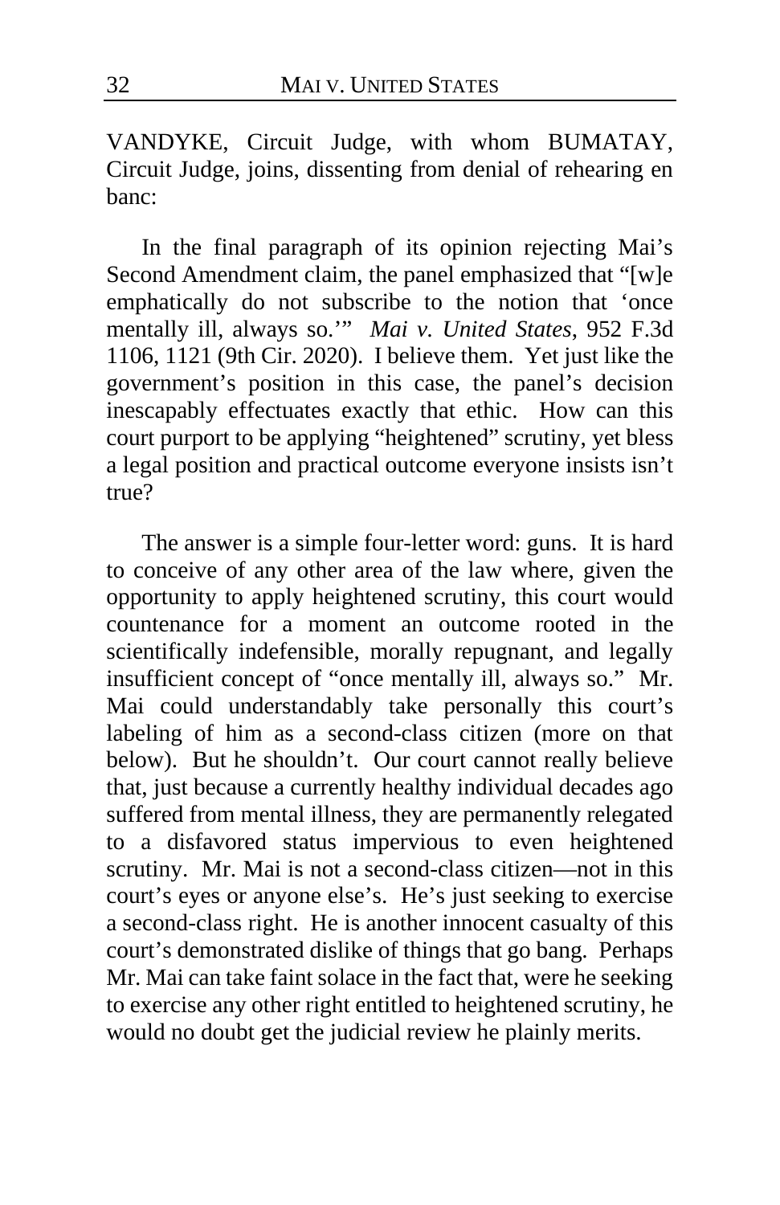VANDYKE, Circuit Judge, with whom BUMATAY, Circuit Judge, joins, dissenting from denial of rehearing en banc:

In the final paragraph of its opinion rejecting Mai's Second Amendment claim, the panel emphasized that "[w]e emphatically do not subscribe to the notion that 'once mentally ill, always so.'" *Mai v. United States*, 952 F.3d 1106, 1121 (9th Cir. 2020). I believe them. Yet just like the government's position in this case, the panel's decision inescapably effectuates exactly that ethic. How can this court purport to be applying "heightened" scrutiny, yet bless a legal position and practical outcome everyone insists isn't true?

The answer is a simple four-letter word: guns. It is hard to conceive of any other area of the law where, given the opportunity to apply heightened scrutiny, this court would countenance for a moment an outcome rooted in the scientifically indefensible, morally repugnant, and legally insufficient concept of "once mentally ill, always so." Mr. Mai could understandably take personally this court's labeling of him as a second-class citizen (more on that below). But he shouldn't. Our court cannot really believe that, just because a currently healthy individual decades ago suffered from mental illness, they are permanently relegated to a disfavored status impervious to even heightened scrutiny. Mr. Mai is not a second-class citizen—not in this court's eyes or anyone else's. He's just seeking to exercise a second-class right. He is another innocent casualty of this court's demonstrated dislike of things that go bang. Perhaps Mr. Mai can take faint solace in the fact that, were he seeking to exercise any other right entitled to heightened scrutiny, he would no doubt get the judicial review he plainly merits.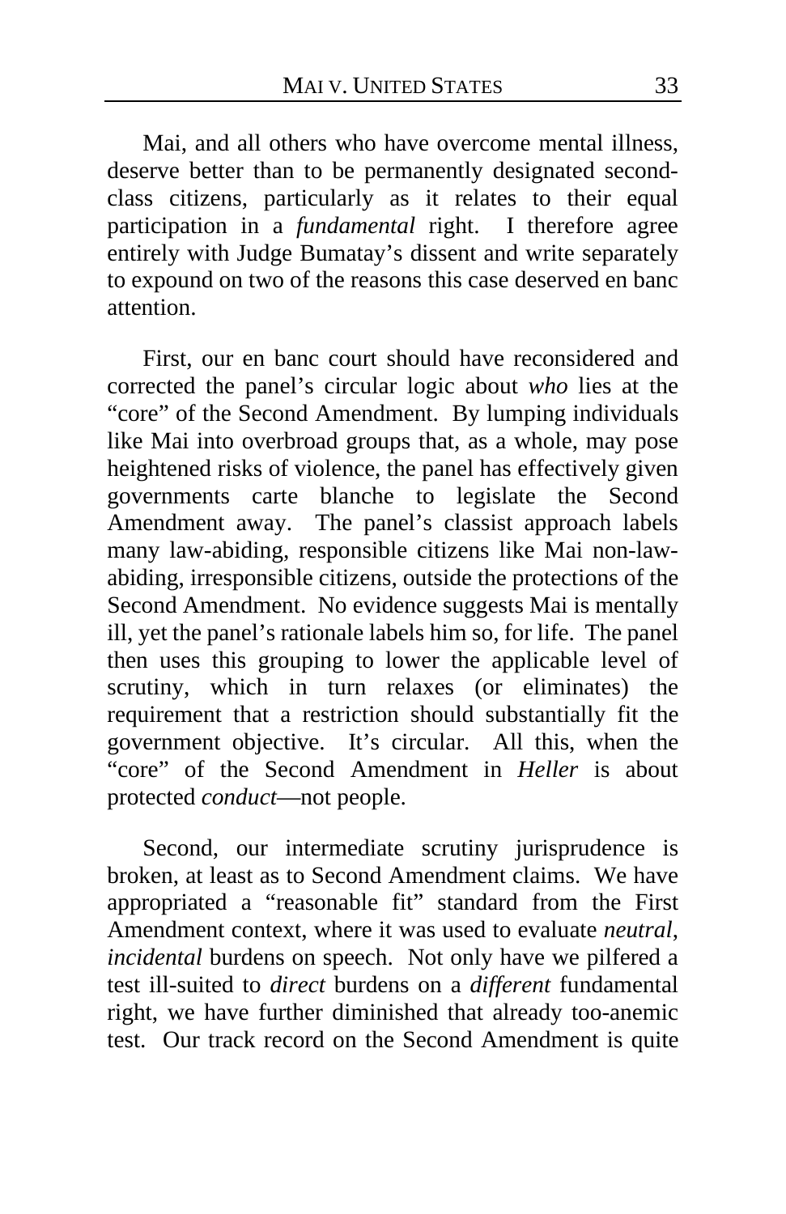Mai, and all others who have overcome mental illness, deserve better than to be permanently designated second-class citizens, particularly as it relates to their equal participation in a *fundamental* right. I therefore agree entirely with Judge Bumatay's dissent and write separately to expound on two of the reasons this case deserved en banc attention.

First, our en banc court should have reconsidered and corrected the panel's circular logic about *who* lies at the "core" of the Second Amendment. By lumping individuals like Mai into overbroad groups that, as a whole, may pose heightened risks of violence, the panel has effectively given governments carte blanche to legislate the Second Amendment away. The panel's classist approach labels many law-abiding, responsible citizens like Mai non-law-abiding, irresponsible citizens, outside the protections of the Second Amendment. No evidence suggests Mai is mentally ill, yet the panel's rationale labels him so, for life. The panel then uses this grouping to lower the applicable level of scrutiny, which in turn relaxes (or eliminates) the requirement that a restriction should substantially fit the government objective. It's circular. All this, when the "core" of the Second Amendment in *Heller* is about protected *conduct*—not people.

Second, our intermediate scrutiny jurisprudence is broken, at least as to Second Amendment claims. We have appropriated a "reasonable fit" standard from the First Amendment context, where it was used to evaluate *neutral*, *incidental* burdens on speech. Not only have we pilfered a test ill-suited to *direct* burdens on a *different* fundamental right, we have further diminished that already too-anemic test. Our track record on the Second Amendment is quite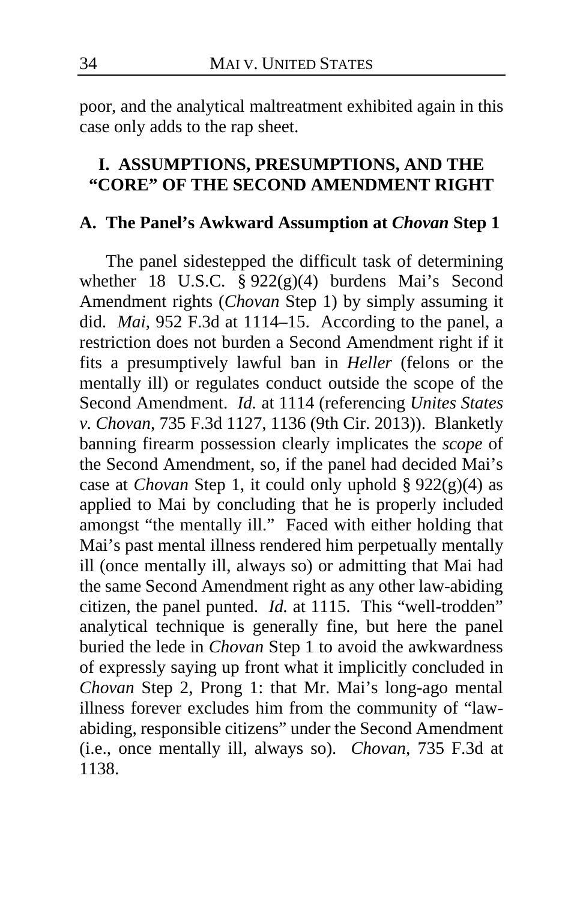poor, and the analytical maltreatment exhibited again in this case only adds to the rap sheet.

## I. ASSUMPTIONS, PRESUMPTIONS, AND THE "CORE" OF THE SECOND AMENDMENT RIGHT

### A. The Panel's Awkward Assumption at *Chovan* Step 1

The panel sidestepped the difficult task of determining whether 18 U.S.C. § 922(g)(4) burdens Mai's Second Amendment rights (*Chovan* Step 1) by simply assuming it did. *Mai*, 952 F.3d at 1114–15. According to the panel, a restriction does not burden a Second Amendment right if it fits a presumptively lawful ban in *Heller* (felons or the mentally ill) or regulates conduct outside the scope of the Second Amendment. *Id.* at 1114 (referencing *Unites States v. Chovan*, 735 F.3d 1127, 1136 (9th Cir. 2013)). Blanketly banning firearm possession clearly implicates the *scope* of the Second Amendment, so, if the panel had decided Mai's case at *Chovan* Step 1, it could only uphold § 922(g)(4) as applied to Mai by concluding that he is properly included amongst "the mentally ill." Faced with either holding that Mai's past mental illness rendered him perpetually mentally ill (once mentally ill, always so) or admitting that Mai had the same Second Amendment right as any other law-abiding citizen, the panel punted. *Id.* at 1115. This "well-trodden" analytical technique is generally fine, but here the panel buried the lede in *Chovan* Step 1 to avoid the awkwardness of expressly saying up front what it implicitly concluded in *Chovan* Step 2, Prong 1: that Mr. Mai's long-ago mental illness forever excludes him from the community of "law-abiding, responsible citizens" under the Second Amendment (i.e., once mentally ill, always so). *Chovan*, 735 F.3d at 1138.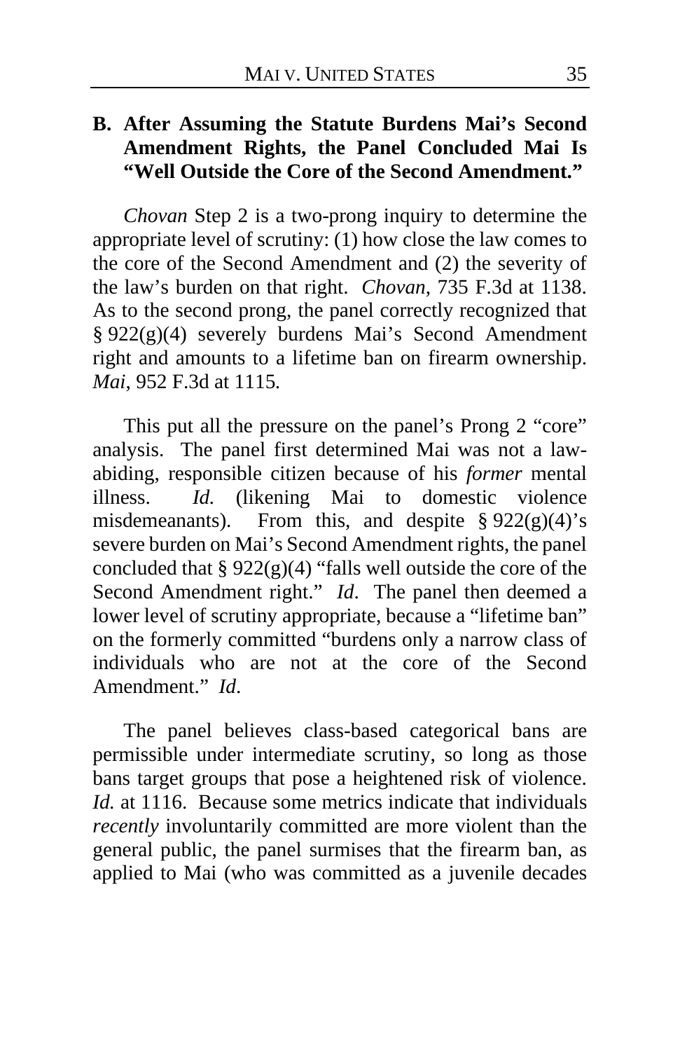### B. After Assuming the Statute Burdens Mai's Second Amendment Rights, the Panel Concluded Mai Is "Well Outside the Core of the Second Amendment."

*Chovan* Step 2 is a two-prong inquiry to determine the appropriate level of scrutiny: (1) how close the law comes to the core of the Second Amendment and (2) the severity of the law's burden on that right. *Chovan*, 735 F.3d at 1138. As to the second prong, the panel correctly recognized that § 922(g)(4) severely burdens Mai's Second Amendment right and amounts to a lifetime ban on firearm ownership. *Mai*, 952 F.3d at 1115.

This put all the pressure on the panel's Prong 2 "core" analysis. The panel first determined Mai was not a law-abiding, responsible citizen because of his *former* mental illness. *Id.* (likening Mai to domestic violence misdemeanants). From this, and despite § 922(g)(4)'s severe burden on Mai's Second Amendment rights, the panel concluded that § 922(g)(4) "falls well outside the core of the Second Amendment right." *Id*. The panel then deemed a lower level of scrutiny appropriate, because a "lifetime ban" on the formerly committed "burdens only a narrow class of individuals who are not at the core of the Second Amendment." *Id*.

The panel believes class-based categorical bans are permissible under intermediate scrutiny, so long as those bans target groups that pose a heightened risk of violence. *Id.* at 1116. Because some metrics indicate that individuals *recently* involuntarily committed are more violent than the general public, the panel surmises that the firearm ban, as applied to Mai (who was committed as a juvenile decades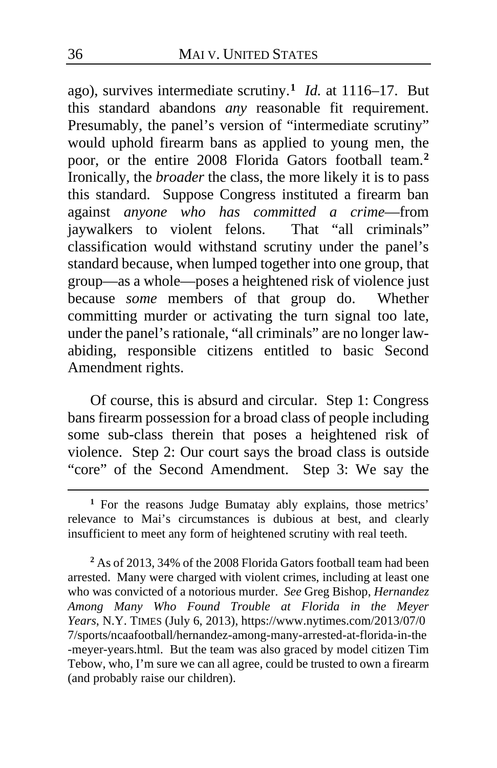ago), survives intermediate scrutiny.[1] *Id.* at 1116–17. But this standard abandons *any* reasonable fit requirement. Presumably, the panel's version of "intermediate scrutiny" would uphold firearm bans as applied to young men, the poor, or the entire 2008 Florida Gators football team.[2] Ironically, the *broader* the class, the more likely it is to pass this standard. Suppose Congress instituted a firearm ban against *anyone who has committed a crime*—from jaywalkers to violent felons. That "all criminals" classification would withstand scrutiny under the panel's standard because, when lumped together into one group, that group—as a whole—poses a heightened risk of violence just because *some* members of that group do. Whether committing murder or activating the turn signal too late, under the panel's rationale, "all criminals" are no longer law-abiding, responsible citizens entitled to basic Second Amendment rights.

Of course, this is absurd and circular. Step 1: Congress bans firearm possession for a broad class of people including some sub-class therein that poses a heightened risk of violence. Step 2: Our court says the broad class is outside "core" of the Second Amendment. Step 3: We say the

---

[1] For the reasons Judge Bumatay ably explains, those metrics' relevance to Mai's circumstances is dubious at best, and clearly insufficient to meet any form of heightened scrutiny with real teeth.

[2] As of 2013, 34% of the 2008 Florida Gators football team had been arrested. Many were charged with violent crimes, including at least one who was convicted of a notorious murder. *See* Greg Bishop, *Hernandez Among Many Who Found Trouble at Florida in the Meyer Years*, N.Y. TIMES (July 6, 2013), https://www.nytimes.com/2013/07/07/sports/ncaafootball/hernandez-among-many-arrested-at-florida-in-the-meyer-years.html. But the team was also graced by model citizen Tim Tebow, who, I'm sure we can all agree, could be trusted to own a firearm (and probably raise our children).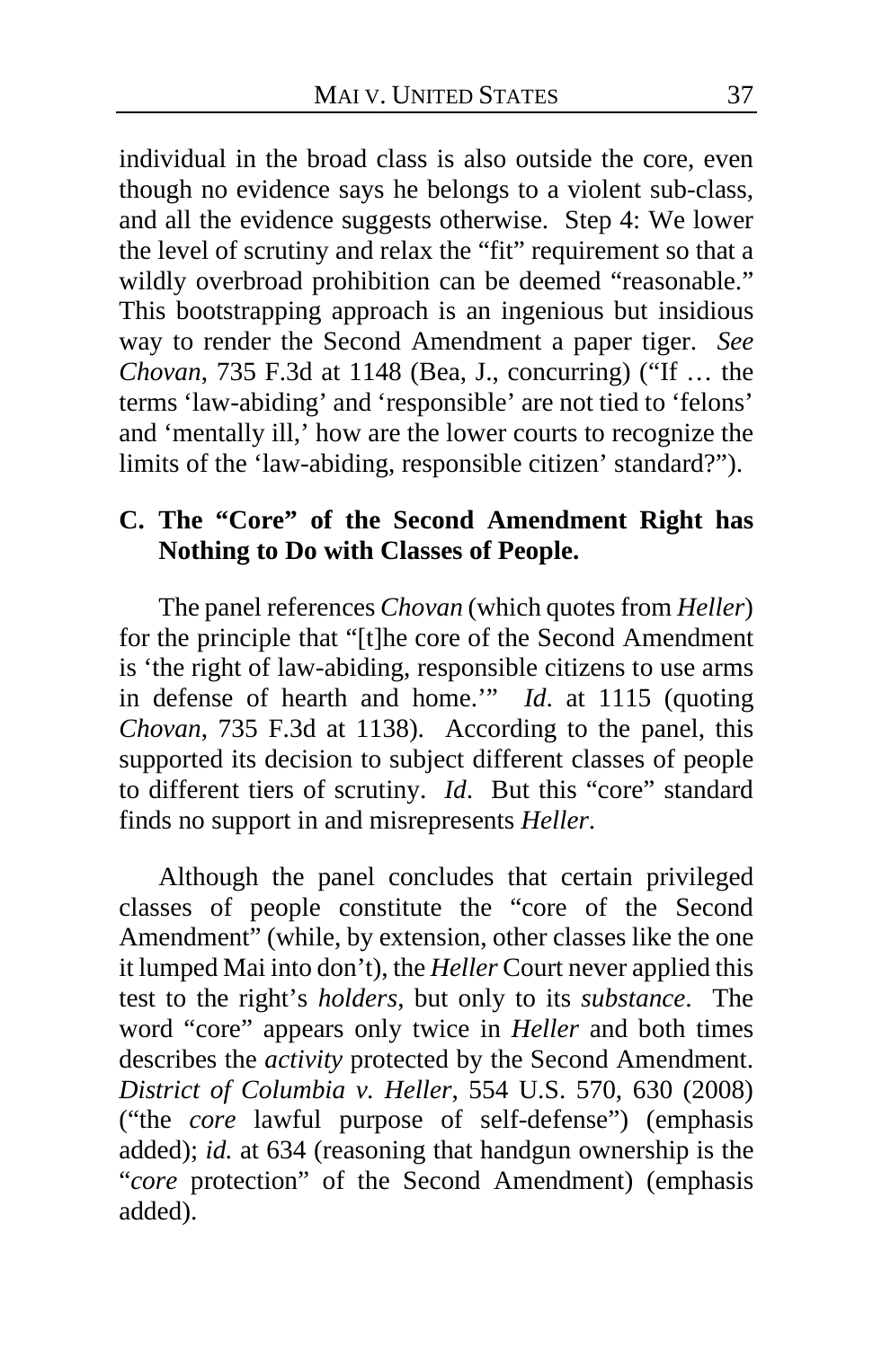individual in the broad class is also outside the core, even though no evidence says he belongs to a violent sub-class, and all the evidence suggests otherwise. Step 4: We lower the level of scrutiny and relax the "fit" requirement so that a wildly overbroad prohibition can be deemed "reasonable." This bootstrapping approach is an ingenious but insidious way to render the Second Amendment a paper tiger. *See Chovan*, 735 F.3d at 1148 (Bea, J., concurring) ("If … the terms 'law-abiding' and 'responsible' are not tied to 'felons' and 'mentally ill,' how are the lower courts to recognize the limits of the 'law-abiding, responsible citizen' standard?").

### C. The "Core" of the Second Amendment Right has Nothing to Do with Classes of People.

The panel references *Chovan* (which quotes from *Heller*) for the principle that "[t]he core of the Second Amendment is 'the right of law-abiding, responsible citizens to use arms in defense of hearth and home.'" *Id*. at 1115 (quoting *Chovan*, 735 F.3d at 1138). According to the panel, this supported its decision to subject different classes of people to different tiers of scrutiny. *Id*. But this "core" standard finds no support in and misrepresents *Heller*.

Although the panel concludes that certain privileged classes of people constitute the "core of the Second Amendment" (while, by extension, other classes like the one it lumped Mai into don't), the *Heller* Court never applied this test to the right's *holders*, but only to its *substance*. The word "core" appears only twice in *Heller* and both times describes the *activity* protected by the Second Amendment. *District of Columbia v. Heller*, 554 U.S. 570, 630 (2008) ("the *core* lawful purpose of self-defense") (emphasis added); *id.* at 634 (reasoning that handgun ownership is the "*core* protection" of the Second Amendment) (emphasis added).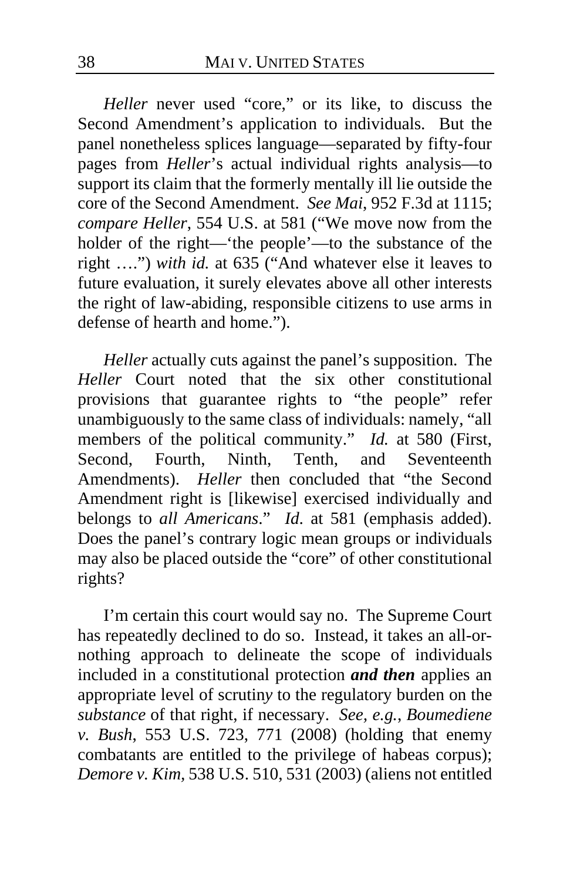*Heller* never used "core," or its like, to discuss the Second Amendment's application to individuals. But the panel nonetheless splices language—separated by fifty-four pages from *Heller*'s actual individual rights analysis—to support its claim that the formerly mentally ill lie outside the core of the Second Amendment. *See Mai*, 952 F.3d at 1115; *compare Heller*, 554 U.S. at 581 ("We move now from the holder of the right—'the people'—to the substance of the right ….") *with id.* at 635 ("And whatever else it leaves to future evaluation, it surely elevates above all other interests the right of law-abiding, responsible citizens to use arms in defense of hearth and home.").

*Heller* actually cuts against the panel's supposition. The *Heller* Court noted that the six other constitutional provisions that guarantee rights to "the people" refer unambiguously to the same class of individuals: namely, "all members of the political community." *Id.* at 580 (First, Second, Fourth, Ninth, Tenth, and Seventeenth Amendments). *Heller* then concluded that "the Second Amendment right is [likewise] exercised individually and belongs to *all Americans*." *Id.* at 581 (emphasis added). Does the panel's contrary logic mean groups or individuals may also be placed outside the "core" of other constitutional rights?

I'm certain this court would say no. The Supreme Court has repeatedly declined to do so. Instead, it takes an all-or-nothing approach to delineate the scope of individuals included in a constitutional protection ***and then*** applies an appropriate level of scrutiny to the regulatory burden on the *substance* of that right, if necessary. *See, e.g.*, *Boumediene v. Bush*, 553 U.S. 723, 771 (2008) (holding that enemy combatants are entitled to the privilege of habeas corpus); *Demore v. Kim*, 538 U.S. 510, 531 (2003) (aliens not entitled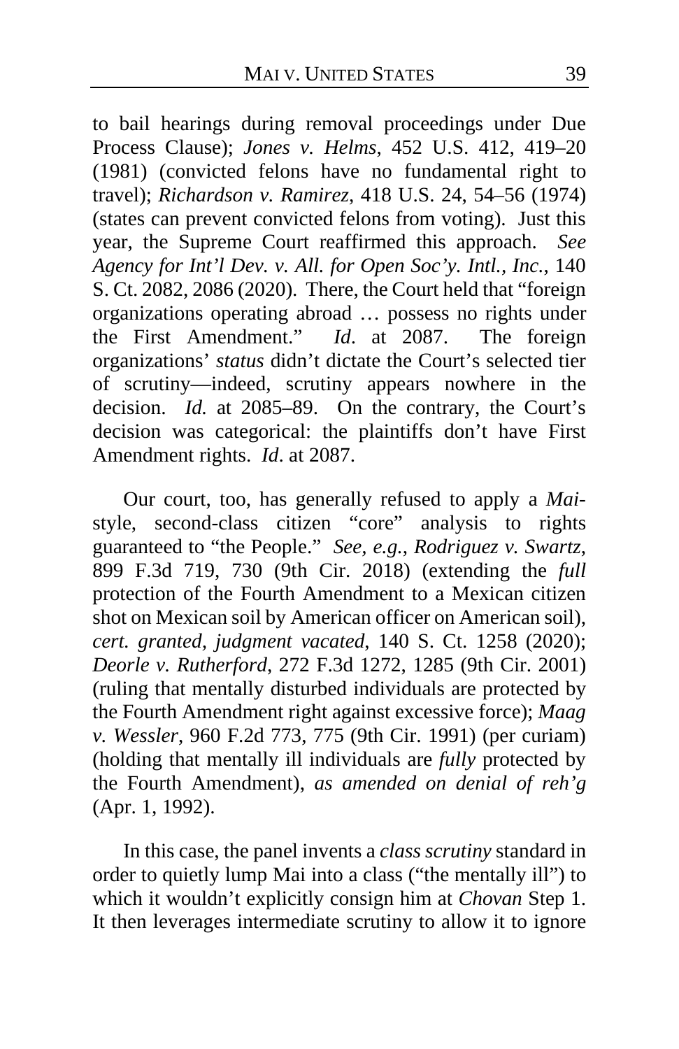to bail hearings during removal proceedings under Due Process Clause); *Jones v. Helms*, 452 U.S. 412, 419–20 (1981) (convicted felons have no fundamental right to travel); *Richardson v. Ramirez*, 418 U.S. 24, 54–56 (1974) (states can prevent convicted felons from voting). Just this year, the Supreme Court reaffirmed this approach. *See Agency for Int'l Dev. v. All. for Open Soc'y. Intl., Inc.*, 140 S. Ct. 2082, 2086 (2020). There, the Court held that "foreign organizations operating abroad … possess no rights under the First Amendment." *Id*. at 2087. The foreign organizations' *status* didn't dictate the Court's selected tier of scrutiny—indeed, scrutiny appears nowhere in the decision. *Id.* at 2085–89. On the contrary, the Court's decision was categorical: the plaintiffs don't have First Amendment rights. *Id*. at 2087.

Our court, too, has generally refused to apply a *Mai*-style, second-class citizen "core" analysis to rights guaranteed to "the People." *See, e.g.*, *Rodriguez v. Swartz*, 899 F.3d 719, 730 (9th Cir. 2018) (extending the *full* protection of the Fourth Amendment to a Mexican citizen shot on Mexican soil by American officer on American soil), *cert. granted, judgment vacated*, 140 S. Ct. 1258 (2020); *Deorle v. Rutherford*, 272 F.3d 1272, 1285 (9th Cir. 2001) (ruling that mentally disturbed individuals are protected by the Fourth Amendment right against excessive force); *Maag v. Wessler*, 960 F.2d 773, 775 (9th Cir. 1991) (per curiam) (holding that mentally ill individuals are *fully* protected by the Fourth Amendment), *as amended on denial of reh'g* (Apr. 1, 1992).

In this case, the panel invents a *class scrutiny* standard in order to quietly lump Mai into a class ("the mentally ill") to which it wouldn't explicitly consign him at *Chovan* Step 1. It then leverages intermediate scrutiny to allow it to ignore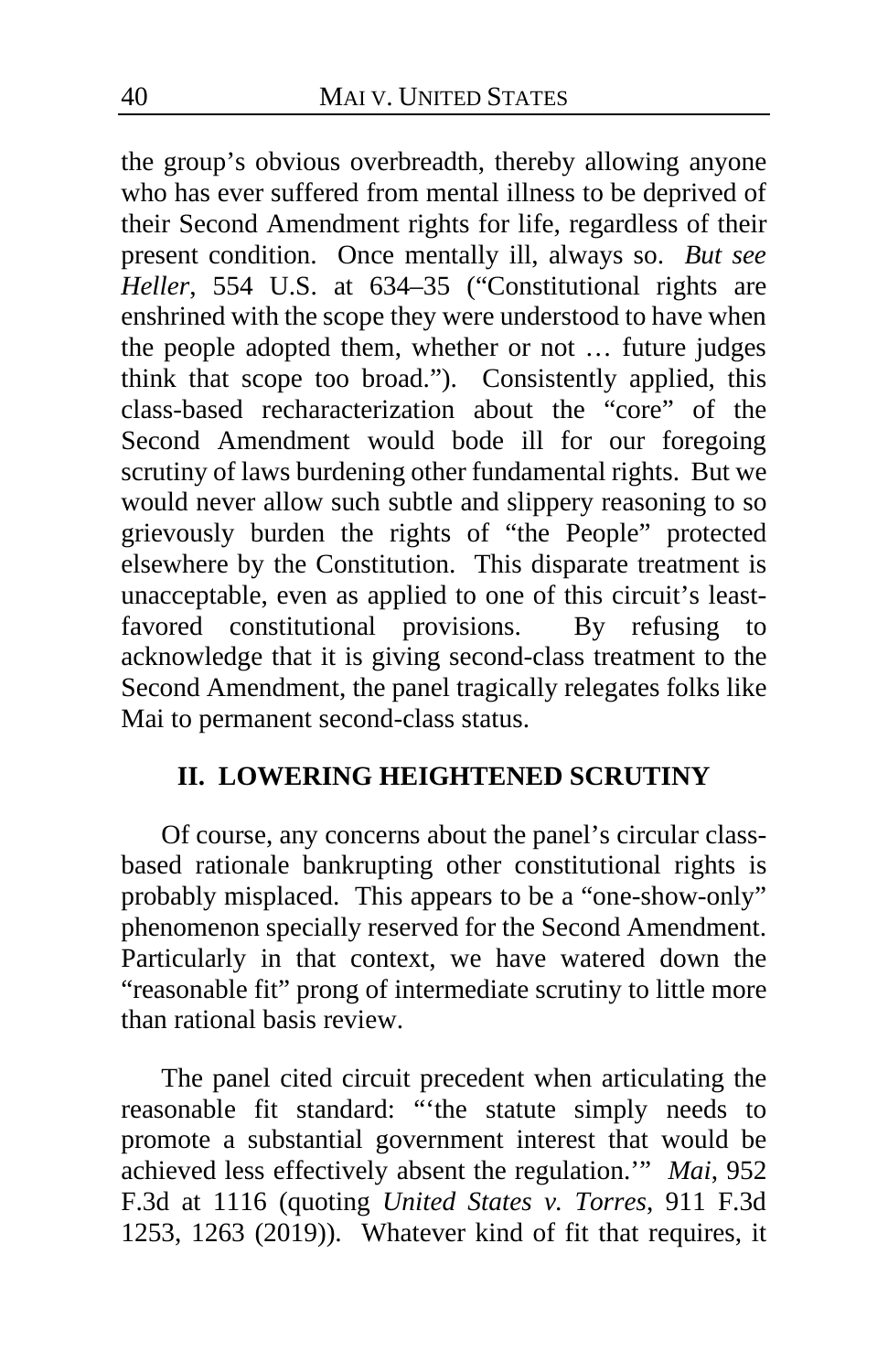the group's obvious overbreadth, thereby allowing anyone who has ever suffered from mental illness to be deprived of their Second Amendment rights for life, regardless of their present condition. Once mentally ill, always so. *But see Heller*, 554 U.S. at 634–35 ("Constitutional rights are enshrined with the scope they were understood to have when the people adopted them, whether or not … future judges think that scope too broad."). Consistently applied, this class-based recharacterization about the "core" of the Second Amendment would bode ill for our foregoing scrutiny of laws burdening other fundamental rights. But we would never allow such subtle and slippery reasoning to so grievously burden the rights of "the People" protected elsewhere by the Constitution. This disparate treatment is unacceptable, even as applied to one of this circuit's least-favored constitutional provisions. By refusing to acknowledge that it is giving second-class treatment to the Second Amendment, the panel tragically relegates folks like Mai to permanent second-class status.

## II. LOWERING HEIGHTENED SCRUTINY

Of course, any concerns about the panel's circular class-based rationale bankrupting other constitutional rights is probably misplaced. This appears to be a "one-show-only" phenomenon specially reserved for the Second Amendment. Particularly in that context, we have watered down the "reasonable fit" prong of intermediate scrutiny to little more than rational basis review.

The panel cited circuit precedent when articulating the reasonable fit standard: "'the statute simply needs to promote a substantial government interest that would be achieved less effectively absent the regulation.'" *Mai*, 952 F.3d at 1116 (quoting *United States v. Torres*, 911 F.3d 1253, 1263 (2019)). Whatever kind of fit that requires, it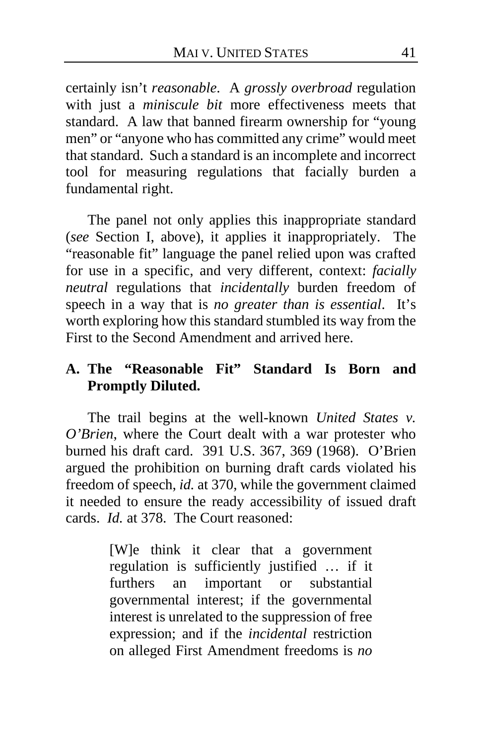certainly isn't *reasonable*. A *grossly overbroad* regulation with just a *miniscule bit* more effectiveness meets that standard. A law that banned firearm ownership for "young men" or "anyone who has committed any crime" would meet that standard. Such a standard is an incomplete and incorrect tool for measuring regulations that facially burden a fundamental right.

The panel not only applies this inappropriate standard (*see* Section I, above), it applies it inappropriately. The "reasonable fit" language the panel relied upon was crafted for use in a specific, and very different, context: *facially neutral* regulations that *incidentally* burden freedom of speech in a way that is *no greater than is essential*. It's worth exploring how this standard stumbled its way from the First to the Second Amendment and arrived here.

## A. The "Reasonable Fit" Standard Is Born and Promptly Diluted.

The trail begins at the well-known *United States v. O'Brien*, where the Court dealt with a war protester who burned his draft card. 391 U.S. 367, 369 (1968). O'Brien argued the prohibition on burning draft cards violated his freedom of speech, *id.* at 370, while the government claimed it needed to ensure the ready accessibility of issued draft cards. *Id.* at 378. The Court reasoned:

> [W]e think it clear that a government regulation is sufficiently justified … if it furthers an important or substantial governmental interest; if the governmental interest is unrelated to the suppression of free expression; and if the *incidental* restriction on alleged First Amendment freedoms is *no*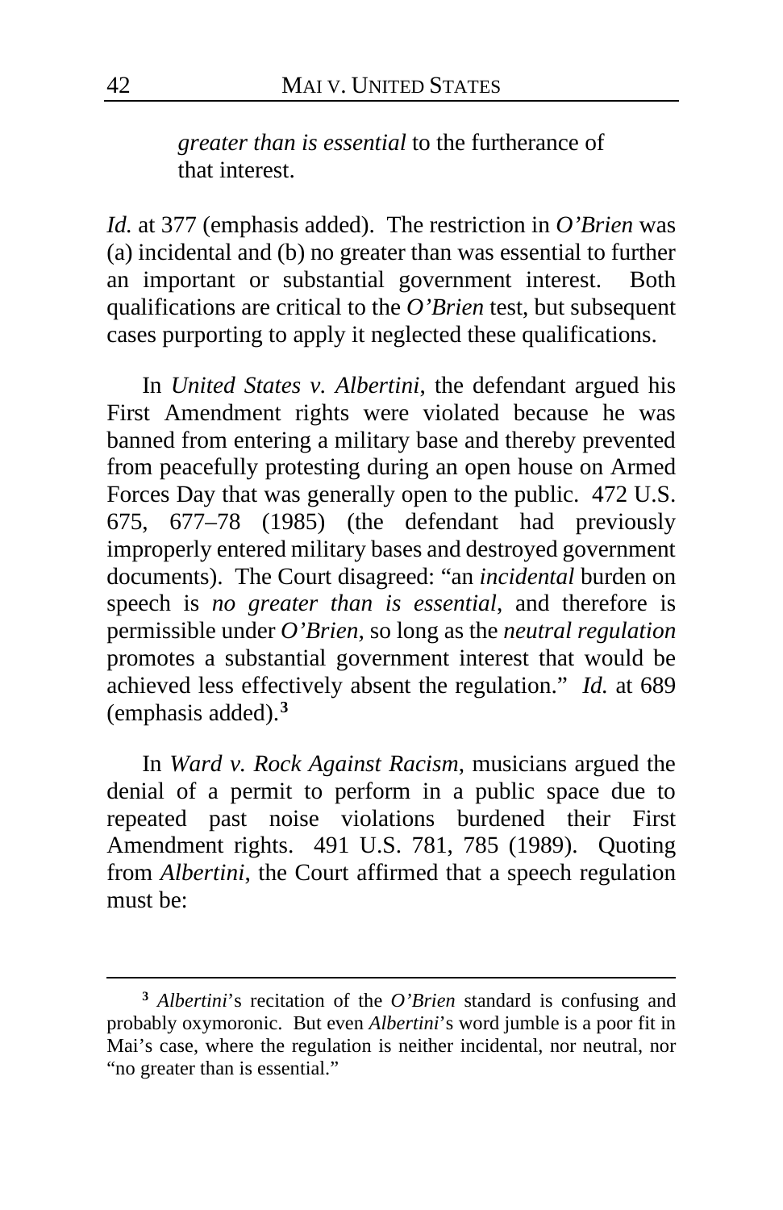> *greater than is essential* to the furtherance of that interest.

*Id.* at 377 (emphasis added). The restriction in *O'Brien* was (a) incidental and (b) no greater than was essential to further an important or substantial government interest. Both qualifications are critical to the *O'Brien* test, but subsequent cases purporting to apply it neglected these qualifications.

In *United States v. Albertini*, the defendant argued his First Amendment rights were violated because he was banned from entering a military base and thereby prevented from peacefully protesting during an open house on Armed Forces Day that was generally open to the public. 472 U.S. 675, 677–78 (1985) (the defendant had previously improperly entered military bases and destroyed government documents). The Court disagreed: "an *incidental* burden on speech is *no greater than is essential*, and therefore is permissible under *O'Brien*, so long as the *neutral regulation* promotes a substantial government interest that would be achieved less effectively absent the regulation." *Id.* at 689 (emphasis added).[3]

In *Ward v. Rock Against Racism*, musicians argued the denial of a permit to perform in a public space due to repeated past noise violations burdened their First Amendment rights. 491 U.S. 781, 785 (1989). Quoting from *Albertini*, the Court affirmed that a speech regulation must be:

---

[3] *Albertini*'s recitation of the *O'Brien* standard is confusing and probably oxymoronic. But even *Albertini*'s word jumble is a poor fit in Mai's case, where the regulation is neither incidental, nor neutral, nor "no greater than is essential."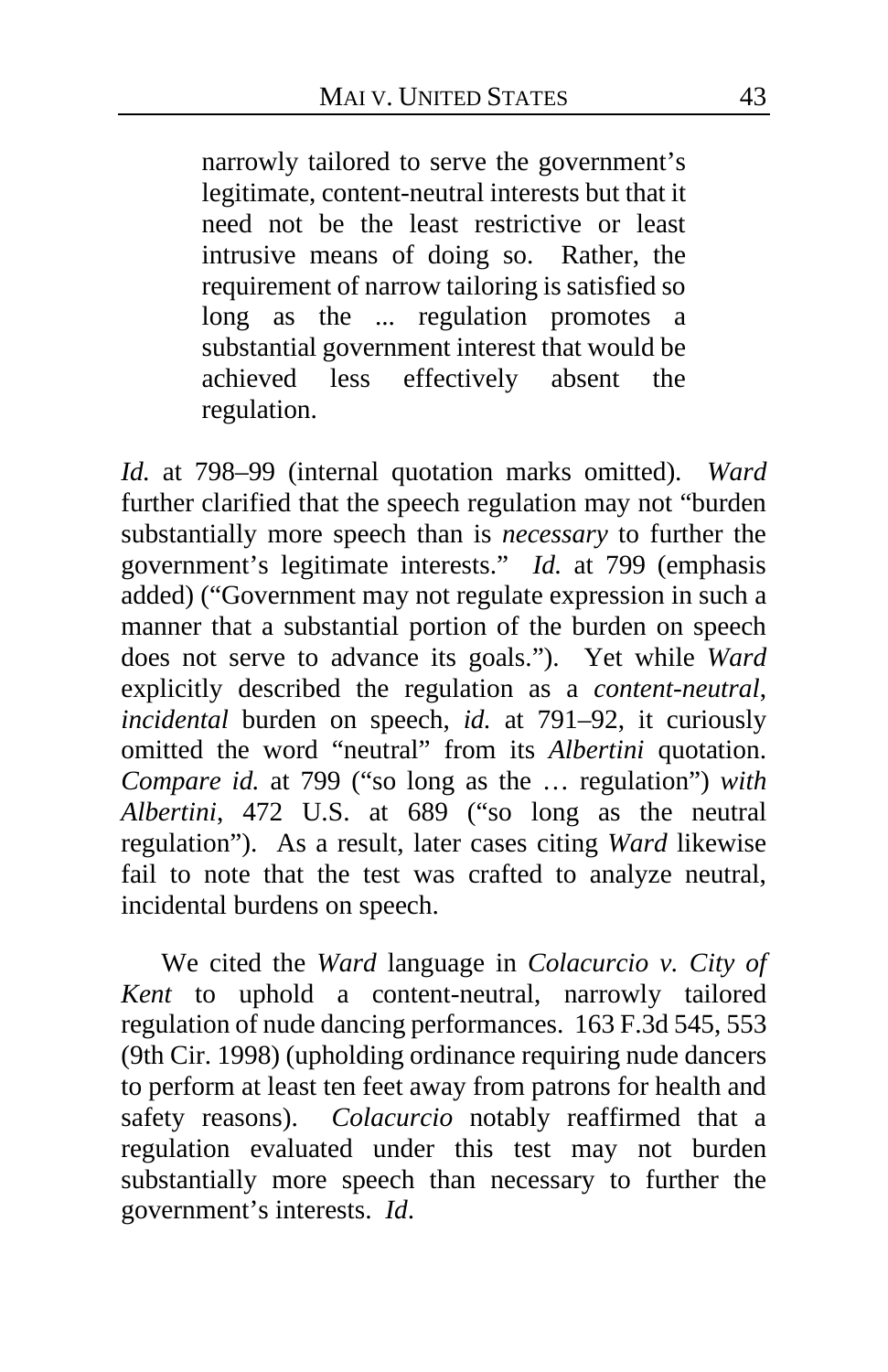> narrowly tailored to serve the government's legitimate, content-neutral interests but that it need not be the least restrictive or least intrusive means of doing so. Rather, the requirement of narrow tailoring is satisfied so long as the ... regulation promotes a substantial government interest that would be achieved less effectively absent the regulation.

*Id.* at 798–99 (internal quotation marks omitted). *Ward* further clarified that the speech regulation may not "burden substantially more speech than is *necessary* to further the government's legitimate interests." *Id.* at 799 (emphasis added) ("Government may not regulate expression in such a manner that a substantial portion of the burden on speech does not serve to advance its goals."). Yet while *Ward* explicitly described the regulation as a *content-neutral*, *incidental* burden on speech, *id.* at 791–92, it curiously omitted the word "neutral" from its *Albertini* quotation. *Compare id.* at 799 ("so long as the … regulation") *with Albertini*, 472 U.S. at 689 ("so long as the neutral regulation"). As a result, later cases citing *Ward* likewise fail to note that the test was crafted to analyze neutral, incidental burdens on speech.

We cited the *Ward* language in *Colacurcio v. City of Kent* to uphold a content-neutral, narrowly tailored regulation of nude dancing performances. 163 F.3d 545, 553 (9th Cir. 1998) (upholding ordinance requiring nude dancers to perform at least ten feet away from patrons for health and safety reasons). *Colacurcio* notably reaffirmed that a regulation evaluated under this test may not burden substantially more speech than necessary to further the government's interests. *Id.*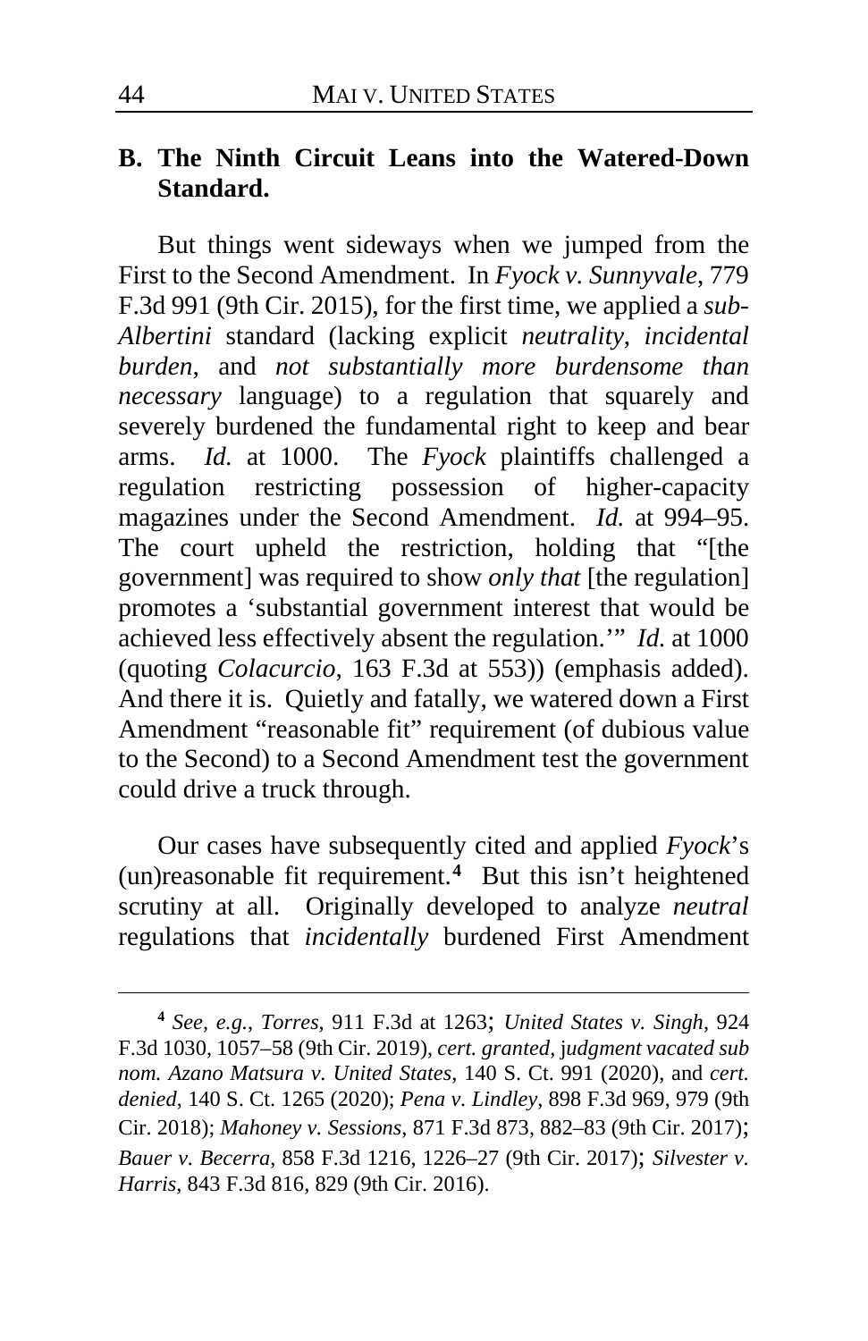### B. The Ninth Circuit Leans into the Watered-Down Standard.

But things went sideways when we jumped from the First to the Second Amendment. In *Fyock v. Sunnyvale*, 779 F.3d 991 (9th Cir. 2015), for the first time, we applied a *sub-Albertini* standard (lacking explicit *neutrality*, *incidental burden*, and *not substantially more burdensome than necessary* language) to a regulation that squarely and severely burdened the fundamental right to keep and bear arms. *Id.* at 1000. The *Fyock* plaintiffs challenged a regulation restricting possession of higher-capacity magazines under the Second Amendment. *Id.* at 994–95. The court upheld the restriction, holding that "[the government] was required to show *only that* [the regulation] promotes a 'substantial government interest that would be achieved less effectively absent the regulation.'" *Id.* at 1000 (quoting *Colacurcio*, 163 F.3d at 553)) (emphasis added). And there it is. Quietly and fatally, we watered down a First Amendment "reasonable fit" requirement (of dubious value to the Second) to a Second Amendment test the government could drive a truck through.

Our cases have subsequently cited and applied *Fyock*'s (un)reasonable fit requirement.[4] But this isn't heightened scrutiny at all. Originally developed to analyze *neutral* regulations that *incidentally* burdened First Amendment

---

[4] *See, e.g.*, *Torres*, 911 F.3d at 1263; *United States v. Singh*, 924 F.3d 1030, 1057–58 (9th Cir. 2019), *cert. granted*, *judgment vacated sub nom. Azano Matsura v. United States*, 140 S. Ct. 991 (2020), and *cert. denied*, 140 S. Ct. 1265 (2020); *Pena v. Lindley*, 898 F.3d 969, 979 (9th Cir. 2018); *Mahoney v. Sessions*, 871 F.3d 873, 882–83 (9th Cir. 2017); *Bauer v. Becerra*, 858 F.3d 1216, 1226–27 (9th Cir. 2017); *Silvester v. Harris*, 843 F.3d 816, 829 (9th Cir. 2016).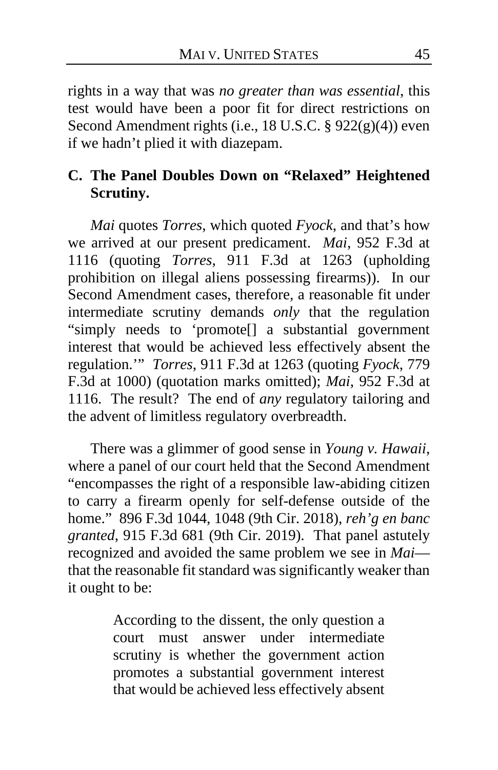rights in a way that was *no greater than was essential*, this test would have been a poor fit for direct restrictions on Second Amendment rights (i.e., 18 U.S.C. § 922(g)(4)) even if we hadn't plied it with diazepam.

### C. The Panel Doubles Down on "Relaxed" Heightened Scrutiny.

*Mai* quotes *Torres*, which quoted *Fyock*, and that's how we arrived at our present predicament. *Mai*, 952 F.3d at 1116 (quoting *Torres*, 911 F.3d at 1263 (upholding prohibition on illegal aliens possessing firearms)). In our Second Amendment cases, therefore, a reasonable fit under intermediate scrutiny demands *only* that the regulation "simply needs to 'promote[] a substantial government interest that would be achieved less effectively absent the regulation.'" *Torres*, 911 F.3d at 1263 (quoting *Fyock*, 779 F.3d at 1000) (quotation marks omitted); *Mai*, 952 F.3d at 1116. The result? The end of *any* regulatory tailoring and the advent of limitless regulatory overbreadth.

There was a glimmer of good sense in *Young v. Hawaii*, where a panel of our court held that the Second Amendment "encompasses the right of a responsible law-abiding citizen to carry a firearm openly for self-defense outside of the home." 896 F.3d 1044, 1048 (9th Cir. 2018), *reh'g en banc granted*, 915 F.3d 681 (9th Cir. 2019). That panel astutely recognized and avoided the same problem we see in *Mai*—that the reasonable fit standard was significantly weaker than it ought to be:

> According to the dissent, the only question a court must answer under intermediate scrutiny is whether the government action promotes a substantial government interest that would be achieved less effectively absent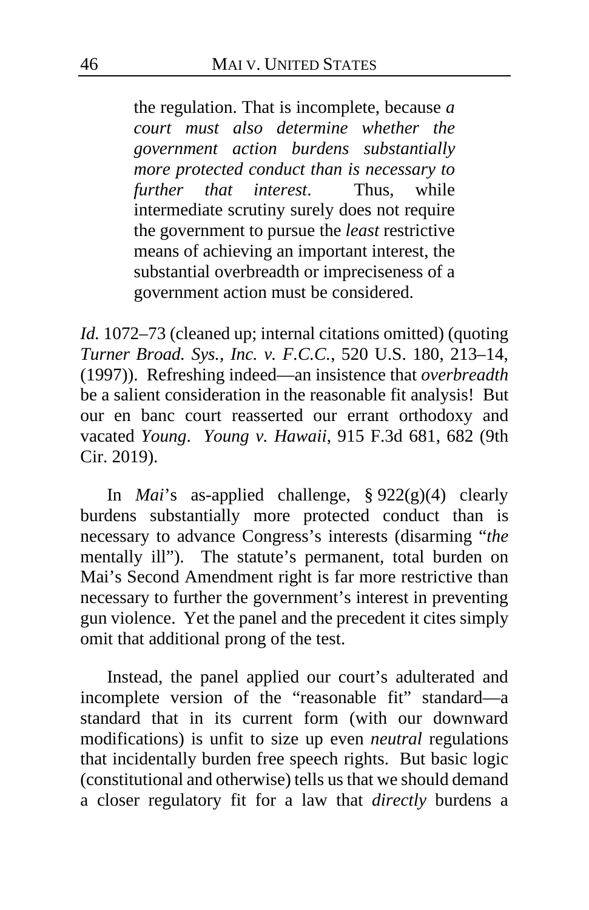> the regulation. That is incomplete, because *a court must also determine whether the government action burdens substantially more protected conduct than is necessary to further that interest*. Thus, while intermediate scrutiny surely does not require the government to pursue the *least* restrictive means of achieving an important interest, the substantial overbreadth or impreciseness of a government action must be considered.

*Id.* 1072–73 (cleaned up; internal citations omitted) (quoting *Turner Broad. Sys., Inc. v. F.C.C.*, 520 U.S. 180, 213–14, (1997)). Refreshing indeed—an insistence that *overbreadth* be a salient consideration in the reasonable fit analysis! But our en banc court reasserted our errant orthodoxy and vacated *Young*. *Young v. Hawaii*, 915 F.3d 681, 682 (9th Cir. 2019).

In *Mai*'s as-applied challenge, § 922(g)(4) clearly burdens substantially more protected conduct than is necessary to advance Congress's interests (disarming "*the* mentally ill"). The statute's permanent, total burden on Mai's Second Amendment right is far more restrictive than necessary to further the government's interest in preventing gun violence. Yet the panel and the precedent it cites simply omit that additional prong of the test.

Instead, the panel applied our court's adulterated and incomplete version of the "reasonable fit" standard—a standard that in its current form (with our downward modifications) is unfit to size up even *neutral* regulations that incidentally burden free speech rights. But basic logic (constitutional and otherwise) tells us that we should demand a closer regulatory fit for a law that *directly* burdens a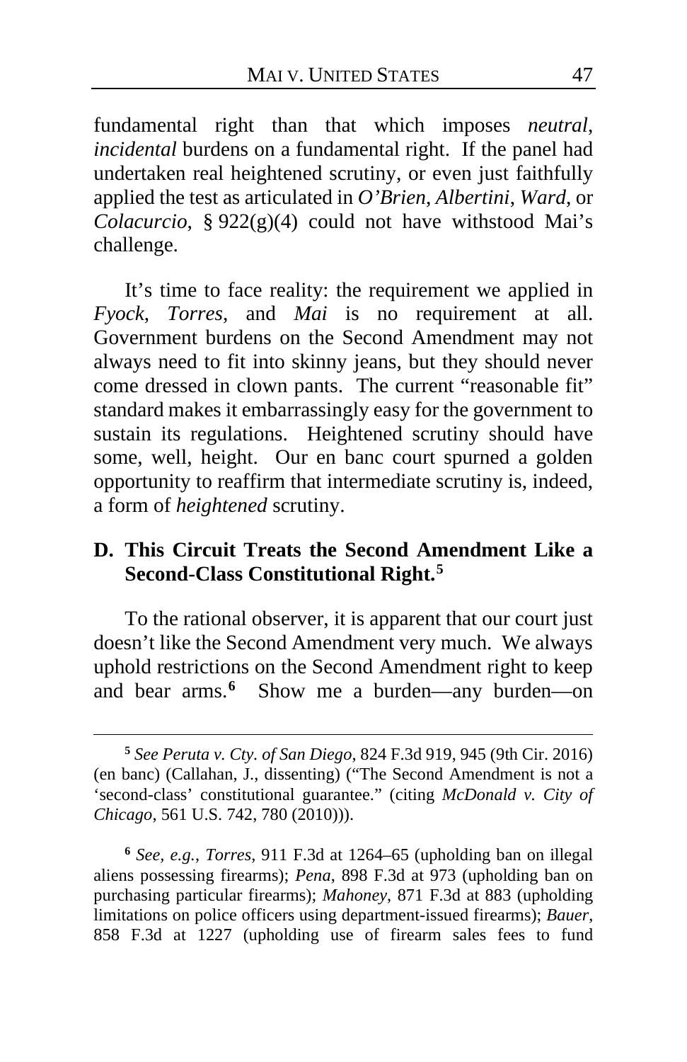fundamental right than that which imposes *neutral, incidental* burdens on a fundamental right. If the panel had undertaken real heightened scrutiny, or even just faithfully applied the test as articulated in *O'Brien*, *Albertini*, *Ward*, or *Colacurcio*, § 922(g)(4) could not have withstood Mai's challenge.

It's time to face reality: the requirement we applied in *Fyock*, *Torres*, and *Mai* is no requirement at all. Government burdens on the Second Amendment may not always need to fit into skinny jeans, but they should never come dressed in clown pants. The current "reasonable fit" standard makes it embarrassingly easy for the government to sustain its regulations. Heightened scrutiny should have some, well, height. Our en banc court spurned a golden opportunity to reaffirm that intermediate scrutiny is, indeed, a form of *heightened* scrutiny.

### D. This Circuit Treats the Second Amendment Like a Second-Class Constitutional Right.[5]

To the rational observer, it is apparent that our court just doesn't like the Second Amendment very much. We always uphold restrictions on the Second Amendment right to keep and bear arms.[6] Show me a burden—any burden—on

---

[5] *See Peruta v. Cty. of San Diego*, 824 F.3d 919, 945 (9th Cir. 2016) (en banc) (Callahan, J., dissenting) ("The Second Amendment is not a 'second-class' constitutional guarantee." (citing *McDonald v. City of Chicago*, 561 U.S. 742, 780 (2010))).

[6] *See, e.g.*, *Torres*, 911 F.3d at 1264–65 (upholding ban on illegal aliens possessing firearms); *Pena*, 898 F.3d at 973 (upholding ban on purchasing particular firearms); *Mahoney*, 871 F.3d at 883 (upholding limitations on police officers using department-issued firearms); *Bauer*, 858 F.3d at 1227 (upholding use of firearm sales fees to fund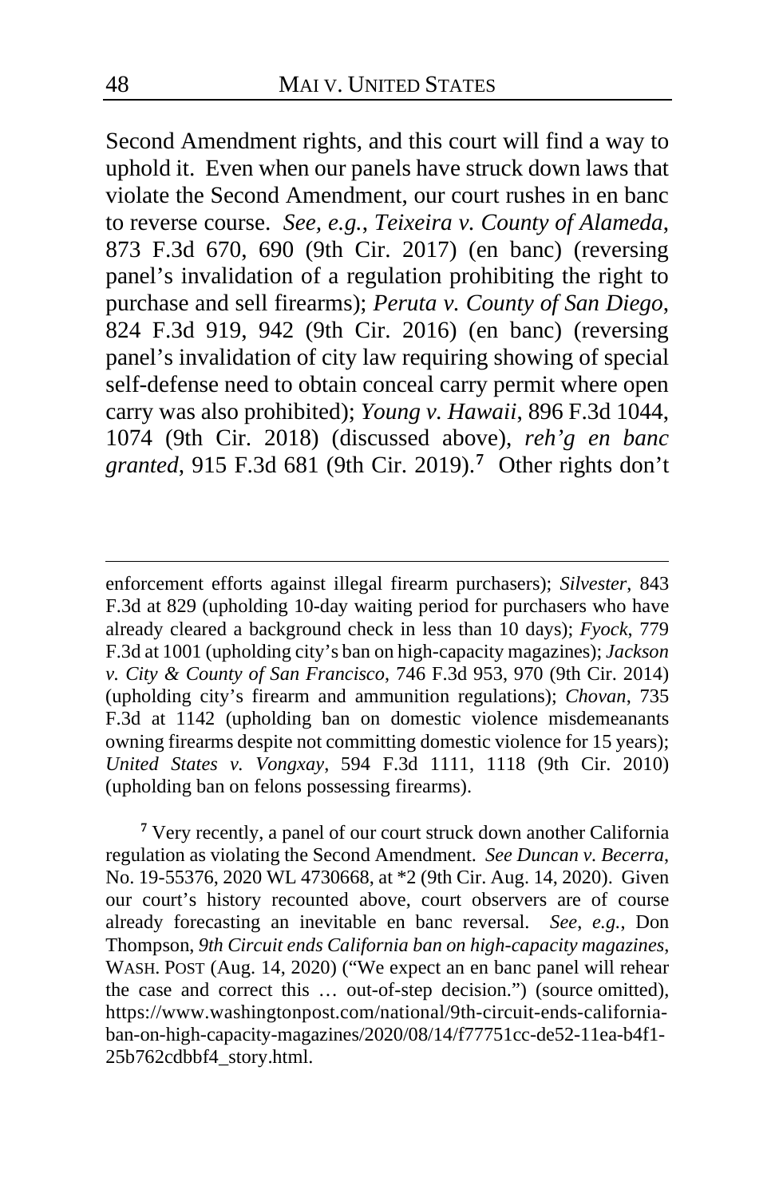Second Amendment rights, and this court will find a way to uphold it. Even when our panels have struck down laws that violate the Second Amendment, our court rushes in en banc to reverse course. *See, e.g.*, *Teixeira v. County of Alameda*, 873 F.3d 670, 690 (9th Cir. 2017) (en banc) (reversing panel's invalidation of a regulation prohibiting the right to purchase and sell firearms); *Peruta v. County of San Diego*, 824 F.3d 919, 942 (9th Cir. 2016) (en banc) (reversing panel's invalidation of city law requiring showing of special self-defense need to obtain conceal carry permit where open carry was also prohibited); *Young v. Hawaii*, 896 F.3d 1044, 1074 (9th Cir. 2018) (discussed above), *reh'g en banc granted*, 915 F.3d 681 (9th Cir. 2019).[7] Other rights don't

---

enforcement efforts against illegal firearm purchasers); *Silvester*, 843 F.3d at 829 (upholding 10-day waiting period for purchasers who have already cleared a background check in less than 10 days); *Fyock*, 779 F.3d at 1001 (upholding city's ban on high-capacity magazines); *Jackson v. City & County of San Francisco*, 746 F.3d 953, 970 (9th Cir. 2014) (upholding city's firearm and ammunition regulations); *Chovan*, 735 F.3d at 1142 (upholding ban on domestic violence misdemeanants owning firearms despite not committing domestic violence for 15 years); *United States v. Vongxay*, 594 F.3d 1111, 1118 (9th Cir. 2010) (upholding ban on felons possessing firearms).

[7] Very recently, a panel of our court struck down another California regulation as violating the Second Amendment. *See Duncan v. Becerra*, No. 19-55376, 2020 WL 4730668, at *2 (9th Cir. Aug. 14, 2020). Given our court's history recounted above, court observers are of course already forecasting an inevitable en banc reversal. *See*, *e.g.*, Don Thompson, *9th Circuit ends California ban on high-capacity magazines*, WASH. POST (Aug. 14, 2020) ("We expect an en banc panel will rehear the case and correct this … out-of-step decision.") (source omitted), https://www.washingtonpost.com/national/9th-circuit-ends-california-ban-on-high-capacity-magazines/2020/08/14/f77751cc-de52-11ea-b4f1-25b762cdbbf4_story.html.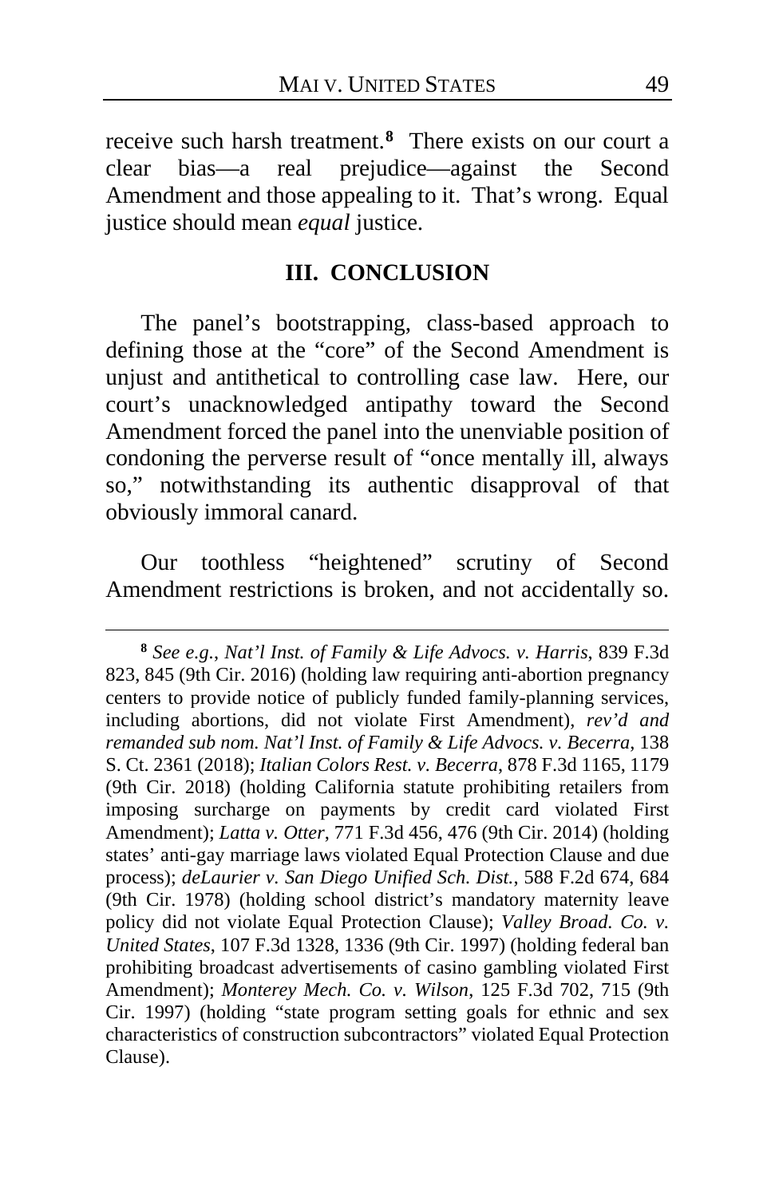receive such harsh treatment.[8] There exists on our court a clear bias—a real prejudice—against the Second Amendment and those appealing to it. That's wrong. Equal justice should mean *equal* justice.

## III. CONCLUSION

The panel's bootstrapping, class-based approach to defining those at the "core" of the Second Amendment is unjust and antithetical to controlling case law. Here, our court's unacknowledged antipathy toward the Second Amendment forced the panel into the unenviable position of condoning the perverse result of "once mentally ill, always so," notwithstanding its authentic disapproval of that obviously immoral canard.

Our toothless "heightened" scrutiny of Second Amendment restrictions is broken, and not accidentally so.

---

[8] *See e.g.*, *Nat'l Inst. of Family & Life Advocs. v. Harris*, 839 F.3d 823, 845 (9th Cir. 2016) (holding law requiring anti-abortion pregnancy centers to provide notice of publicly funded family-planning services, including abortions, did not violate First Amendment), *rev'd and remanded sub nom. Nat'l Inst. of Family & Life Advocs. v. Becerra*, 138 S. Ct. 2361 (2018); *Italian Colors Rest. v. Becerra*, 878 F.3d 1165, 1179 (9th Cir. 2018) (holding California statute prohibiting retailers from imposing surcharge on payments by credit card violated First Amendment); *Latta v. Otter*, 771 F.3d 456, 476 (9th Cir. 2014) (holding states' anti-gay marriage laws violated Equal Protection Clause and due process); *deLaurier v. San Diego Unified Sch. Dist.*, 588 F.2d 674, 684 (9th Cir. 1978) (holding school district's mandatory maternity leave policy did not violate Equal Protection Clause); *Valley Broad. Co. v. United States*, 107 F.3d 1328, 1336 (9th Cir. 1997) (holding federal ban prohibiting broadcast advertisements of casino gambling violated First Amendment); *Monterey Mech. Co. v. Wilson*, 125 F.3d 702, 715 (9th Cir. 1997) (holding "state program setting goals for ethnic and sex characteristics of construction subcontractors" violated Equal Protection Clause).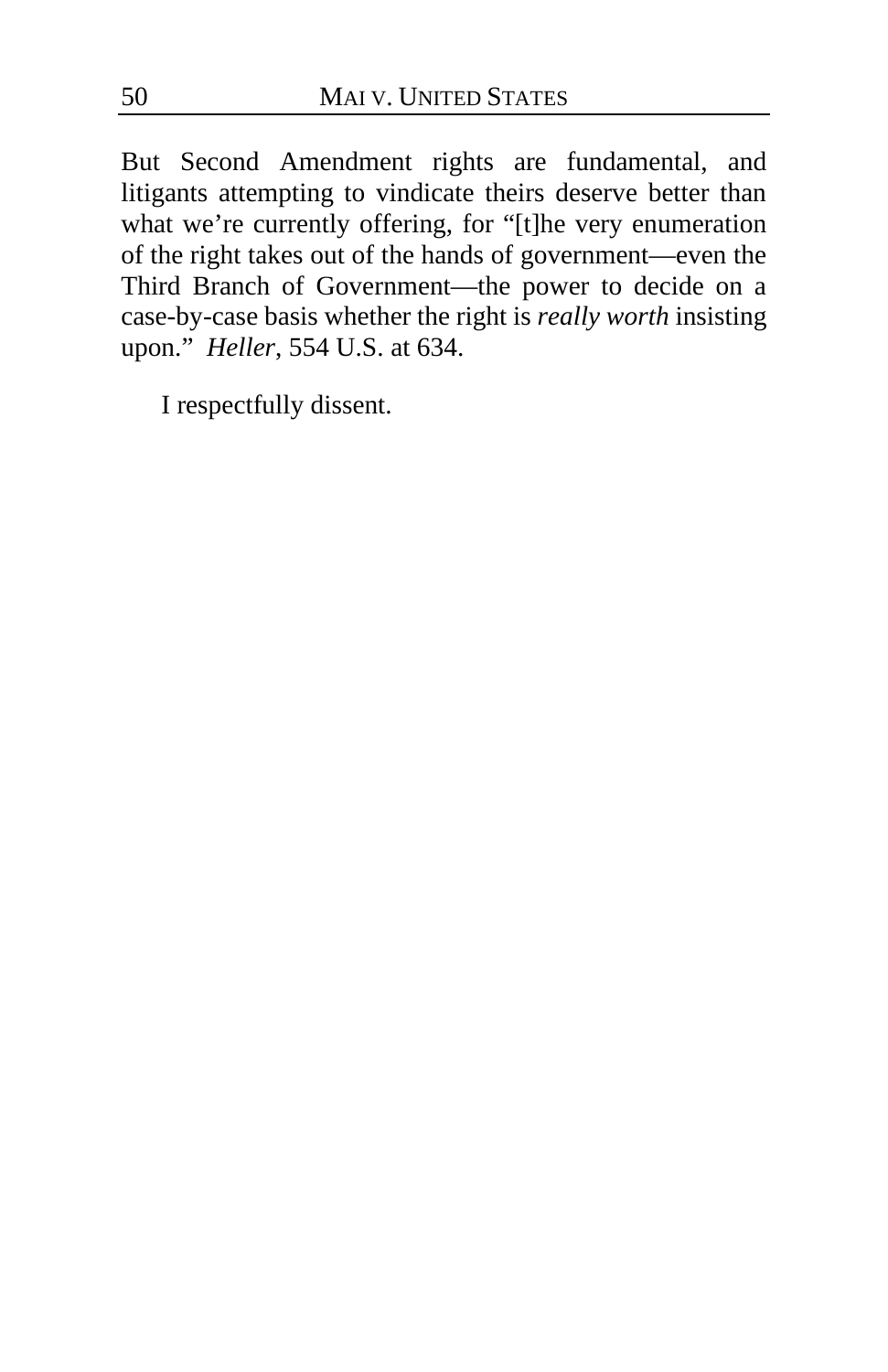But Second Amendment rights are fundamental, and litigants attempting to vindicate theirs deserve better than what we're currently offering, for "[t]he very enumeration of the right takes out of the hands of government—even the Third Branch of Government—the power to decide on a case-by-case basis whether the right is *really worth* insisting upon." *Heller*, 554 U.S. at 634.

I respectfully dissent.